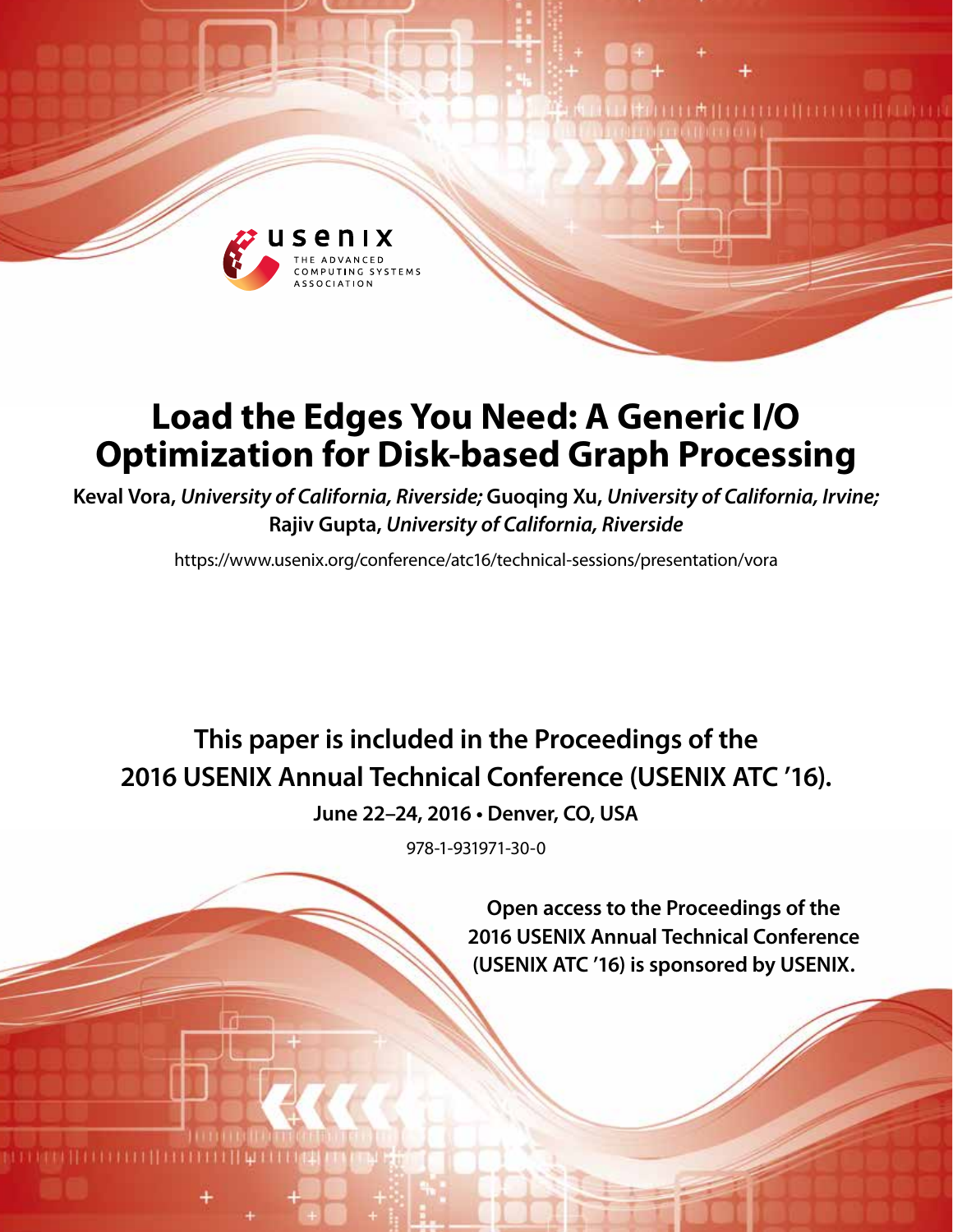# Load the Edges You Need: A Generic I/O Optimization for Disk-based Graph Processing

**Keval Vora,** *University of California, Riverside;* **Guoqing Xu,** *University of California, Irvine;* **Rajiv Gupta,** *University of California, Riverside*

https://www.usenix.org/conference/atc16/technical-sessions/presentation/vora

**This paper is included in the Proceedings of the 2016 USENIX Annual Technical Conference (USENIX ATC '16).**

**June 22–24, 2016 • Denver, CO, USA**

978-1-931971-30-0

**Open access to the Proceedings of the 2016 USENIX Annual Technical Conference (USENIX ATC '16) is sponsored by USENIX.**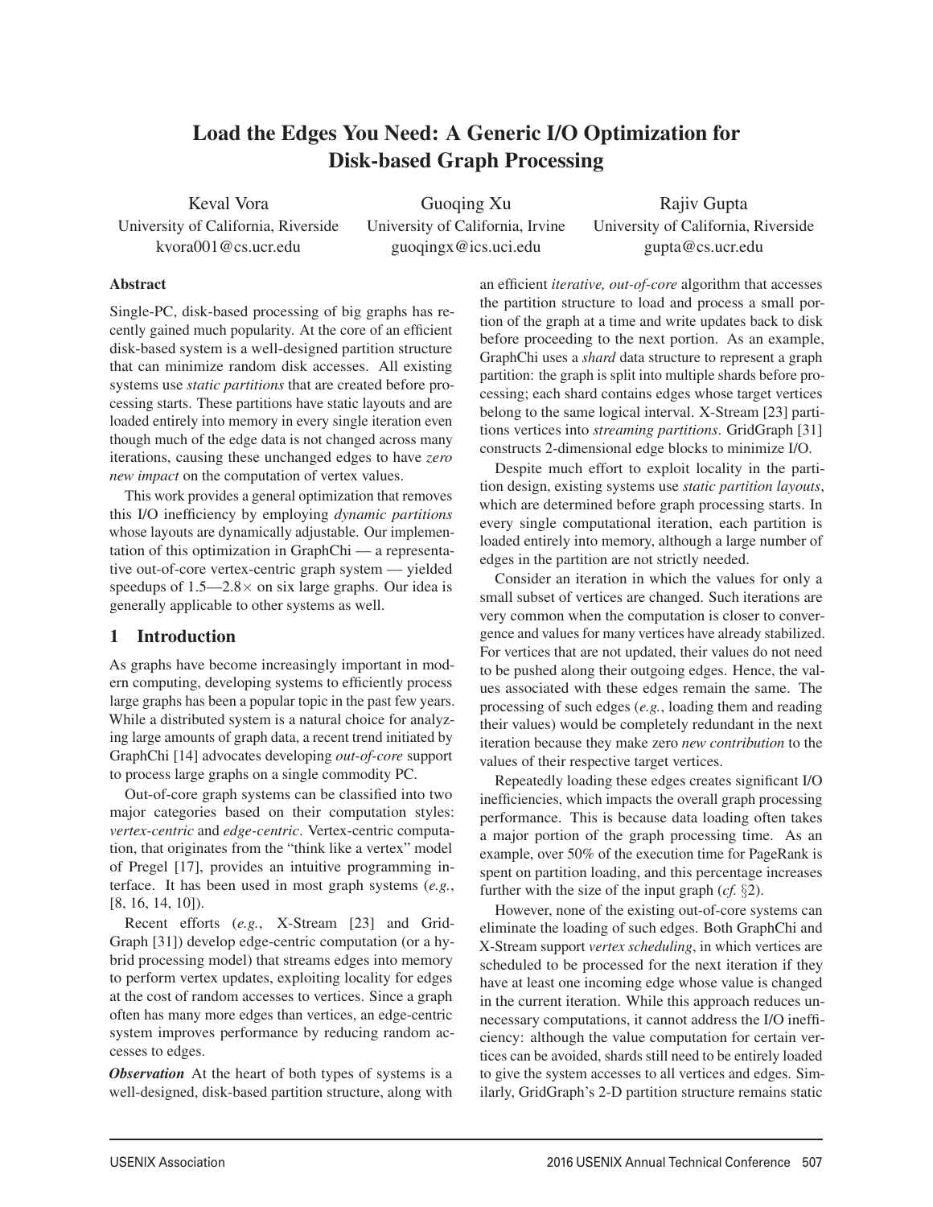# Load the Edges You Need: A Generic I/O Optimization for Disk-based Graph Processing

Keval Vora
University of California, Riverside
kvora001@cs.ucr.edu

Guoqing Xu
University of California, Irvine
guoqingx@ics.uci.edu

Rajiv Gupta
University of California, Riverside
gupta@cs.ucr.edu

## Abstract

Single-PC, disk-based processing of big graphs has recently gained much popularity. At the core of an efficient disk-based system is a well-designed partition structure that can minimize random disk accesses. All existing systems use *static partitions* that are created before processing starts. These partitions have static layouts and are loaded entirely into memory in every single iteration even though much of the edge data is not changed across many iterations, causing these unchanged edges to have *zero new impact* on the computation of vertex values.

This work provides a general optimization that removes this I/O inefficiency by employing *dynamic partitions* whose layouts are dynamically adjustable. Our implementation of this optimization in GraphChi — a representative out-of-core vertex-centric graph system — yielded speedups of 1.5—2.8× on six large graphs. Our idea is generally applicable to other systems as well.

## 1 Introduction

As graphs have become increasingly important in modern computing, developing systems to efficiently process large graphs has been a popular topic in the past few years. While a distributed system is a natural choice for analyzing large amounts of graph data, a recent trend initiated by GraphChi [14] advocates developing *out-of-core* support to process large graphs on a single commodity PC.

Out-of-core graph systems can be classified into two major categories based on their computation styles: *vertex-centric* and *edge-centric*. Vertex-centric computation, that originates from the "think like a vertex" model of Pregel [17], provides an intuitive programming interface. It has been used in most graph systems (*e.g.*, [8, 16, 14, 10]).

Recent efforts (*e.g.*, X-Stream [23] and GridGraph [31]) develop edge-centric computation (or a hybrid processing model) that streams edges into memory to perform vertex updates, exploiting locality for edges at the cost of random accesses to vertices. Since a graph often has many more edges than vertices, an edge-centric system improves performance by reducing random accesses to edges.

***Observation*** At the heart of both types of systems is a well-designed, disk-based partition structure, along with an efficient *iterative, out-of-core* algorithm that accesses the partition structure to load and process a small portion of the graph at a time and write updates back to disk before proceeding to the next portion. As an example, GraphChi uses a *shard* data structure to represent a graph partition: the graph is split into multiple shards before processing; each shard contains edges whose target vertices belong to the same logical interval. X-Stream [23] partitions vertices into *streaming partitions*. GridGraph [31] constructs 2-dimensional edge blocks to minimize I/O.

Despite much effort to exploit locality in the partition design, existing systems use *static partition layouts*, which are determined before graph processing starts. In every single computational iteration, each partition is loaded entirely into memory, although a large number of edges in the partition are not strictly needed.

Consider an iteration in which the values for only a small subset of vertices are changed. Such iterations are very common when the computation is closer to convergence and values for many vertices have already stabilized. For vertices that are not updated, their values do not need to be pushed along their outgoing edges. Hence, the values associated with these edges remain the same. The processing of such edges (*e.g.*, loading them and reading their values) would be completely redundant in the next iteration because they make zero *new contribution* to the values of their respective target vertices.

Repeatedly loading these edges creates significant I/O inefficiencies, which impacts the overall graph processing performance. This is because data loading often takes a major portion of the graph processing time. As an example, over 50% of the execution time for PageRank is spent on partition loading, and this percentage increases further with the size of the input graph (*cf.* §2).

However, none of the existing out-of-core systems can eliminate the loading of such edges. Both GraphChi and X-Stream support *vertex scheduling*, in which vertices are scheduled to be processed for the next iteration if they have at least one incoming edge whose value is changed in the current iteration. While this approach reduces unnecessary computations, it cannot address the I/O inefficiency: although the value computation for certain vertices can be avoided, shards still need to be entirely loaded to give the system accesses to all vertices and edges. Similarly, GridGraph's 2-D partition structure remains static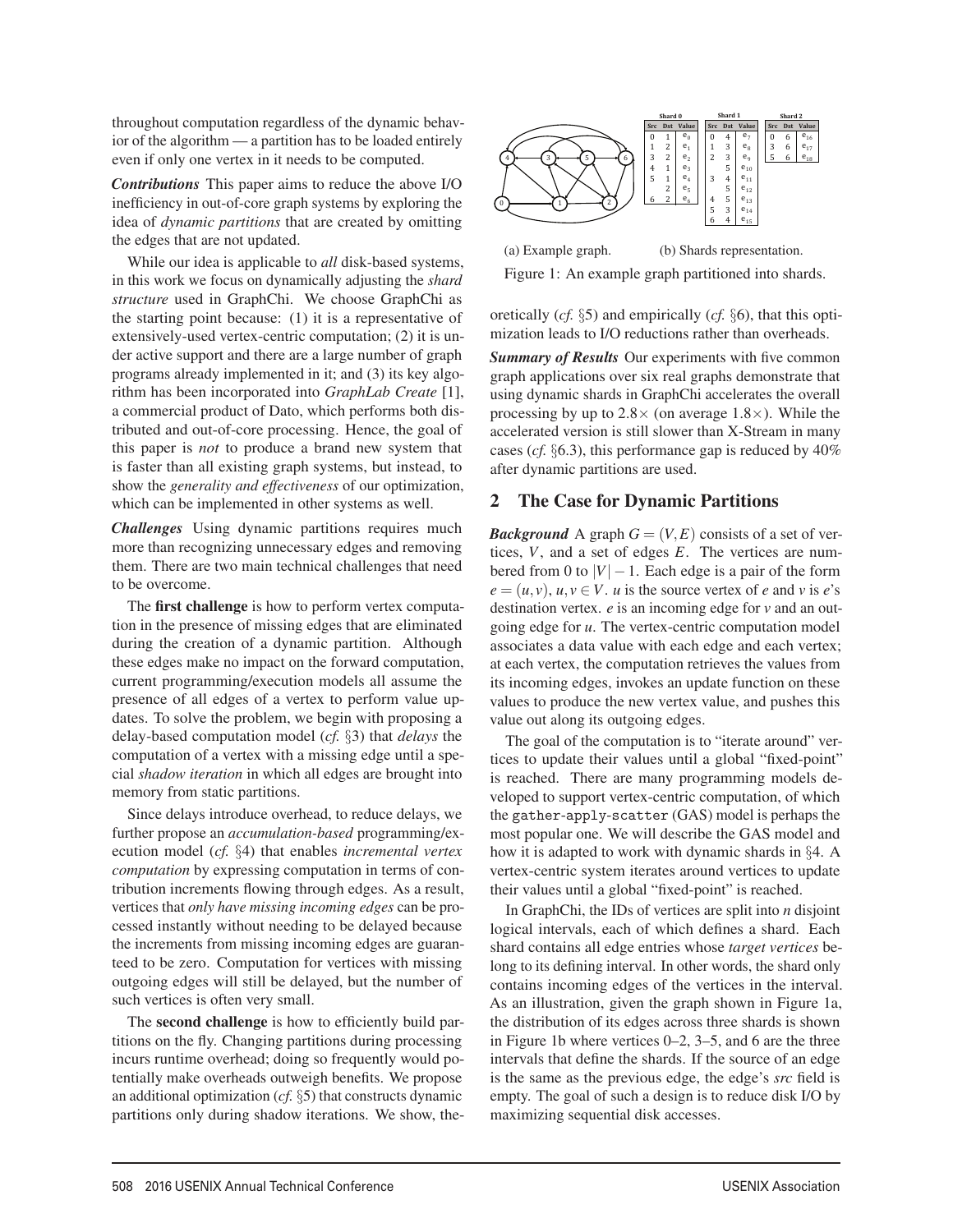throughout computation regardless of the dynamic behavior of the algorithm — a partition has to be loaded entirely even if only one vertex in it needs to be computed.

***Contributions*** This paper aims to reduce the above I/O inefficiency in out-of-core graph systems by exploring the idea of *dynamic partitions* that are created by omitting the edges that are not updated.

While our idea is applicable to *all* disk-based systems, in this work we focus on dynamically adjusting the *shard structure* used in GraphChi. We choose GraphChi as the starting point because: (1) it is a representative of extensively-used vertex-centric computation; (2) it is under active support and there are a large number of graph programs already implemented in it; and (3) its key algorithm has been incorporated into *GraphLab Create* [1], a commercial product of Dato, which performs both distributed and out-of-core processing. Hence, the goal of this paper is *not* to produce a brand new system that is faster than all existing graph systems, but instead, to show the *generality and effectiveness* of our optimization, which can be implemented in other systems as well.

***Challenges*** Using dynamic partitions requires much more than recognizing unnecessary edges and removing them. There are two main technical challenges that need to be overcome.

The **first challenge** is how to perform vertex computation in the presence of missing edges that are eliminated during the creation of a dynamic partition. Although these edges make no impact on the forward computation, current programming/execution models all assume the presence of all edges of a vertex to perform value updates. To solve the problem, we begin with proposing a delay-based computation model (*cf.* §3) that *delays* the computation of a vertex with a missing edge until a special *shadow iteration* in which all edges are brought into memory from static partitions.

Since delays introduce overhead, to reduce delays, we further propose an *accumulation-based* programming/execution model (*cf.* §4) that enables *incremental vertex computation* by expressing computation in terms of contribution increments flowing through edges. As a result, vertices that *only have missing incoming edges* can be processed instantly without needing to be delayed because the increments from missing incoming edges are guaranteed to be zero. Computation for vertices with missing outgoing edges will still be delayed, but the number of such vertices is often very small.

The **second challenge** is how to efficiently build partitions on the fly. Changing partitions during processing incurs runtime overhead; doing so frequently would potentially make overheads outweigh benefits. We propose an additional optimization (*cf.* §5) that constructs dynamic partitions only during shadow iterations. We show, theoretically (*cf.* §5) and empirically (*cf.* §6), that this optimization leads to I/O reductions rather than overheads.

Shard 0

| Src | Dst | Value |
|---|---|---|
| 0 | 1 | $e_0$ |
| 1 | 2 | $e_1$ |
| 3 | 2 | $e_2$ |
| 4 | 1 | $e_3$ |
| 5 | 1 | $e_4$ |
| | 2 | $e_5$ |
| 6 | 2 | $e_6$ |

Shard 1

| Src | Dst | Value |
|---|---|---|
| 0 | 4 | $e_7$ |
| 1 | 3 | $e_8$ |
| 2 | 3 | $e_9$ |
| | 5 | $e_{10}$ |
| 3 | 4 | $e_{11}$ |
| | 5 | $e_{12}$ |
| 4 | 5 | $e_{13}$ |
| 5 | 3 | $e_{14}$ |
| 6 | 4 | $e_{15}$ |

Shard 2

| Src | Dst | Value |
|---|---|---|
| 0 | 6 | $e_{16}$ |
| 3 | 6 | $e_{17}$ |
| 5 | 6 | $e_{18}$ |

(a) Example graph. (b) Shards representation.

Figure 1: An example graph partitioned into shards.

***Summary of Results*** Our experiments with five common graph applications over six real graphs demonstrate that using dynamic shards in GraphChi accelerates the overall processing by up to 2.8× (on average 1.8×). While the accelerated version is still slower than X-Stream in many cases (*cf.* §6.3), this performance gap is reduced by 40% after dynamic partitions are used.

## 2 The Case for Dynamic Partitions

***Background*** A graph $G = (V, E)$ consists of a set of vertices, $V$, and a set of edges $E$. The vertices are numbered from 0 to $|V| - 1$. Each edge is a pair of the form $e = (u, v)$, $u, v \in V$. $u$ is the source vertex of $e$ and $v$ is $e$'s destination vertex. $e$ is an incoming edge for $v$ and an outgoing edge for $u$. The vertex-centric computation model associates a data value with each edge and each vertex; at each vertex, the computation retrieves the values from its incoming edges, invokes an update function on these values to produce the new vertex value, and pushes this value out along its outgoing edges.

The goal of the computation is to "iterate around" vertices to update their values until a global "fixed-point" is reached. There are many programming models developed to support vertex-centric computation, of which the gather-apply-scatter (GAS) model is perhaps the most popular one. We will describe the GAS model and how it is adapted to work with dynamic shards in §4. A vertex-centric system iterates around vertices to update their values until a global "fixed-point" is reached.

In GraphChi, the IDs of vertices are split into $n$ disjoint logical intervals, each of which defines a shard. Each shard contains all edge entries whose *target vertices* belong to its defining interval. In other words, the shard only contains incoming edges of the vertices in the interval. As an illustration, given the graph shown in Figure 1a, the distribution of its edges across three shards is shown in Figure 1b where vertices 0–2, 3–5, and 6 are the three intervals that define the shards. If the source of an edge is the same as the previous edge, the edge's *src* field is empty. The goal of such a design is to reduce disk I/O by maximizing sequential disk accesses.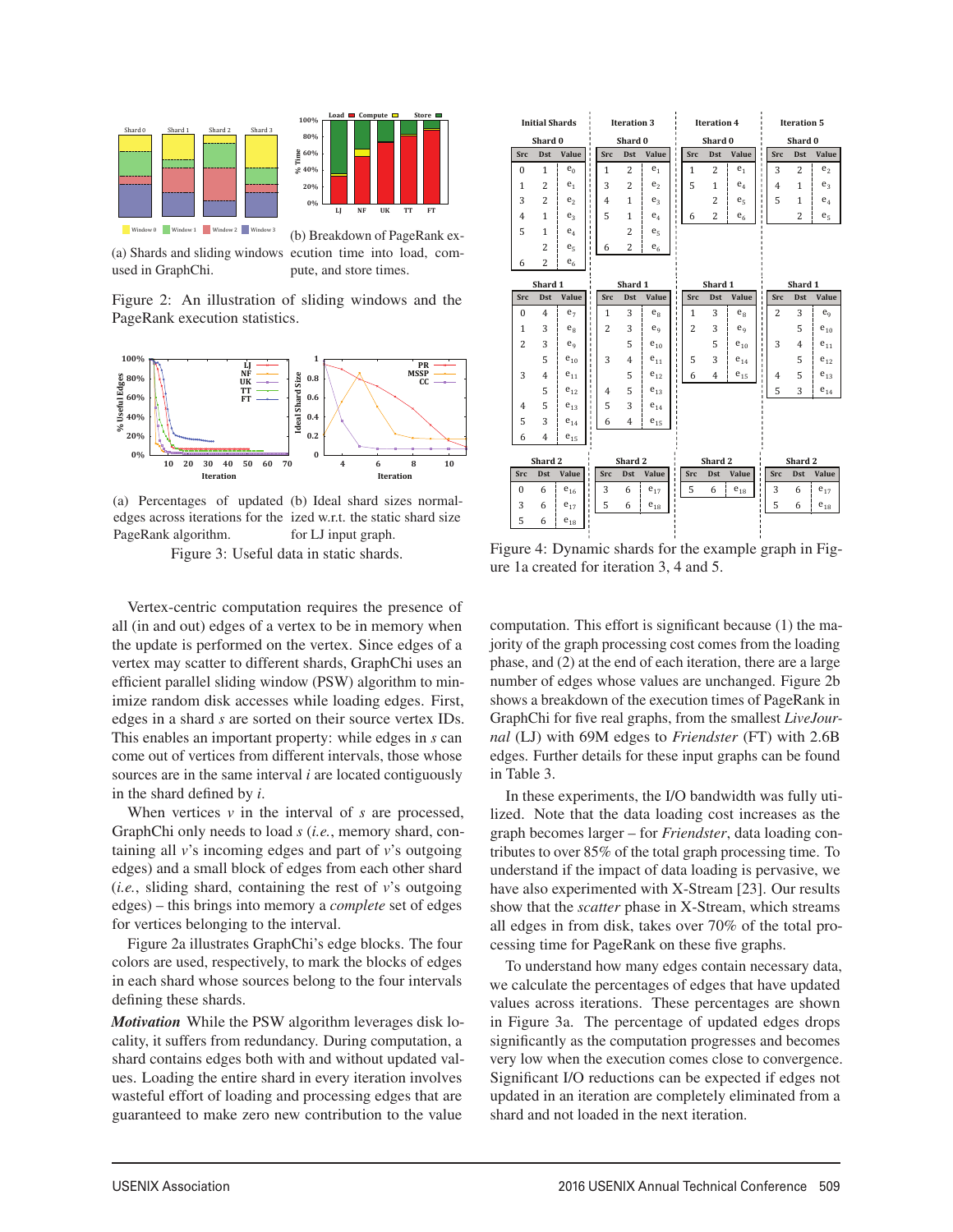(a) Shards and sliding windows used in GraphChi.

(b) Breakdown of PageRank execution time into load, compute, and store times.

Figure 2: An illustration of sliding windows and the PageRank execution statistics.

(a) Percentages of updated edges across iterations for the PageRank algorithm.

(b) Ideal shard sizes normalized w.r.t. the static shard size for LJ input graph.

Figure 3: Useful data in static shards.

| Initial Shards | | | Iteration 3 | | | Iteration 4 | | | Iteration 5 | | |
|---|---|---|---|---|---|---|---|---|---|---|---|
| **Shard 0** | | | **Shard 0** | | | **Shard 0** | | | **Shard 0** | | |
| Src | Dst | Value | Src | Dst | Value | Src | Dst | Value | Src | Dst | Value |
| 0 | 1 | $e_0$ | 1 | 2 | $e_1$ | 1 | 2 | $e_1$ | 3 | 2 | $e_2$ |
| 1 | 2 | $e_1$ | 3 | 2 | $e_2$ | 5 | 1 | $e_4$ | 4 | 1 | $e_3$ |
| 3 | 2 | $e_2$ | 4 | 1 | $e_3$ | | 2 | $e_5$ | 5 | 1 | $e_4$ |
| 4 | 1 | $e_3$ | 5 | 1 | $e_4$ | 6 | 2 | $e_6$ | | 2 | $e_5$ |
| 5 | 1 | $e_4$ | | 2 | $e_5$ | | | | | | |
| | 2 | $e_5$ | 6 | 2 | $e_6$ | | | | | | |
| 6 | 2 | $e_6$ | | | | | | | | | |
| **Shard 1** | | | **Shard 1** | | | **Shard 1** | | | **Shard 1** | | |
| Src | Dst | Value | Src | Dst | Value | Src | Dst | Value | Src | Dst | Value |
| 0 | 4 | $e_7$ | 1 | 3 | $e_8$ | 1 | 3 | $e_8$ | 2 | 3 | $e_9$ |
| 1 | 3 | $e_8$ | 2 | 3 | $e_9$ | 2 | 3 | $e_9$ | | 5 | $e_{10}$ |
| 2 | 3 | $e_9$ | | 5 | $e_{10}$ | | 5 | $e_{10}$ | 3 | 4 | $e_{11}$ |
| | 5 | $e_{10}$ | 3 | 4 | $e_{11}$ | 5 | 3 | $e_{14}$ | | 5 | $e_{12}$ |
| 3 | 4 | $e_{11}$ | | 5 | $e_{12}$ | 6 | 4 | $e_{15}$ | 4 | 5 | $e_{13}$ |
| | 5 | $e_{12}$ | 4 | 5 | $e_{13}$ | | | | 5 | 3 | $e_{14}$ |
| 4 | 5 | $e_{13}$ | 5 | 3 | $e_{14}$ | | | | | | |
| 5 | 3 | $e_{14}$ | 6 | 4 | $e_{15}$ | | | | | | |
| 6 | 4 | $e_{15}$ | | | | | | | | | |
| **Shard 2** | | | **Shard 2** | | | **Shard 2** | | | **Shard 2** | | |
| Src | Dst | Value | Src | Dst | Value | Src | Dst | Value | Src | Dst | Value |
| 0 | 6 | $e_{16}$ | 3 | 6 | $e_{17}$ | 5 | 6 | $e_{18}$ | 3 | 6 | $e_{17}$ |
| 3 | 6 | $e_{17}$ | 5 | 6 | $e_{18}$ | | | | 5 | 6 | $e_{18}$ |
| 5 | 6 | $e_{18}$ | | | | | | | | | |

Figure 4: Dynamic shards for the example graph in Figure 1a created for iteration 3, 4 and 5.

Vertex-centric computation requires the presence of all (in and out) edges of a vertex to be in memory when the update is performed on the vertex. Since edges of a vertex may scatter to different shards, GraphChi uses an efficient parallel sliding window (PSW) algorithm to minimize random disk accesses while loading edges. First, edges in a shard $s$ are sorted on their source vertex IDs. This enables an important property: while edges in $s$ can come out of vertices from different intervals, those whose sources are in the same interval $i$ are located contiguously in the shard defined by $i$.

When vertices $v$ in the interval of $s$ are processed, GraphChi only needs to load $s$ (*i.e.*, memory shard, containing all $v$'s incoming edges and part of $v$'s outgoing edges) and a small block of edges from each other shard (*i.e.*, sliding shard, containing the rest of $v$'s outgoing edges) – this brings into memory a *complete* set of edges for vertices belonging to the interval.

Figure 2a illustrates GraphChi's edge blocks. The four colors are used, respectively, to mark the blocks of edges in each shard whose sources belong to the four intervals defining these shards.

***Motivation*** While the PSW algorithm leverages disk locality, it suffers from redundancy. During computation, a shard contains edges both with and without updated values. Loading the entire shard in every iteration involves wasteful effort of loading and processing edges that are guaranteed to make zero new contribution to the value computation. This effort is significant because (1) the majority of the graph processing cost comes from the loading phase, and (2) at the end of each iteration, there are a large number of edges whose values are unchanged. Figure 2b shows a breakdown of the execution times of PageRank in GraphChi for five real graphs, from the smallest *LiveJournal* (LJ) with 69M edges to *Friendster* (FT) with 2.6B edges. Further details for these input graphs can be found in Table 3.

In these experiments, the I/O bandwidth was fully utilized. Note that the data loading cost increases as the graph becomes larger – for *Friendster*, data loading contributes to over 85% of the total graph processing time. To understand if the impact of data loading is pervasive, we have also experimented with X-Stream [23]. Our results show that the *scatter* phase in X-Stream, which streams all edges in from disk, takes over 70% of the total processing time for PageRank on these five graphs.

To understand how many edges contain necessary data, we calculate the percentages of edges that have updated values across iterations. These percentages are shown in Figure 3a. The percentage of updated edges drops significantly as the computation progresses and becomes very low when the execution comes close to convergence. Significant I/O reductions can be expected if edges not updated in an iteration are completely eliminated from a shard and not loaded in the next iteration.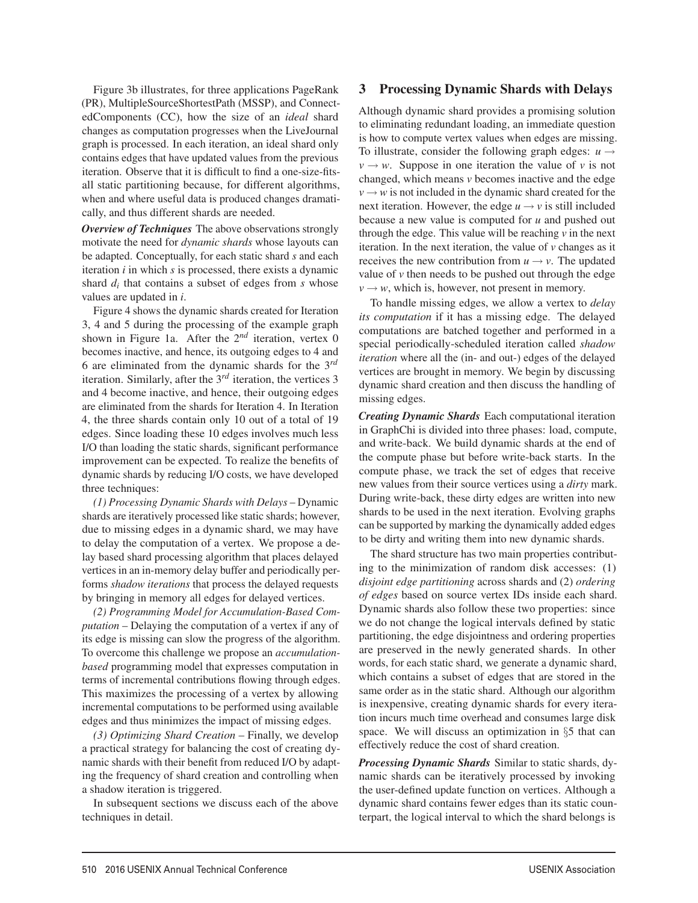Figure 3b illustrates, for three applications PageRank (PR), MultipleSourceShortestPath (MSSP), and ConnectedComponents (CC), how the size of an *ideal* shard changes as computation progresses when the LiveJournal graph is processed. In each iteration, an ideal shard only contains edges that have updated values from the previous iteration. Observe that it is difficult to find a one-size-fits-all static partitioning because, for different algorithms, when and where useful data is produced changes dramatically, and thus different shards are needed.

***Overview of Techniques*** The above observations strongly motivate the need for *dynamic shards* whose layouts can be adapted. Conceptually, for each static shard $s$ and each iteration $i$ in which $s$ is processed, there exists a dynamic shard $d_i$ that contains a subset of edges from $s$ whose values are updated in $i$.

Figure 4 shows the dynamic shards created for Iteration 3, 4 and 5 during the processing of the example graph shown in Figure 1a. After the $2^{nd}$ iteration, vertex 0 becomes inactive, and hence, its outgoing edges to 4 and 6 are eliminated from the dynamic shards for the $3^{rd}$ iteration. Similarly, after the $3^{rd}$ iteration, the vertices 3 and 4 become inactive, and hence, their outgoing edges are eliminated from the shards for Iteration 4. In Iteration 4, the three shards contain only 10 out of a total of 19 edges. Since loading these 10 edges involves much less I/O than loading the static shards, significant performance improvement can be expected. To realize the benefits of dynamic shards by reducing I/O costs, we have developed three techniques:

*(1) Processing Dynamic Shards with Delays* – Dynamic shards are iteratively processed like static shards; however, due to missing edges in a dynamic shard, we may have to delay the computation of a vertex. We propose a delay based shard processing algorithm that places delayed vertices in an in-memory delay buffer and periodically performs *shadow iterations* that process the delayed requests by bringing in memory all edges for delayed vertices.

*(2) Programming Model for Accumulation-Based Computation* – Delaying the computation of a vertex if any of its edge is missing can slow the progress of the algorithm. To overcome this challenge we propose an *accumulation-based* programming model that expresses computation in terms of incremental contributions flowing through edges. This maximizes the processing of a vertex by allowing incremental computations to be performed using available edges and thus minimizes the impact of missing edges.

*(3) Optimizing Shard Creation* – Finally, we develop a practical strategy for balancing the cost of creating dynamic shards with their benefit from reduced I/O by adapting the frequency of shard creation and controlling when a shadow iteration is triggered.

In subsequent sections we discuss each of the above techniques in detail.

## 3 Processing Dynamic Shards with Delays

Although dynamic shard provides a promising solution to eliminating redundant loading, an immediate question is how to compute vertex values when edges are missing. To illustrate, consider the following graph edges: $u \rightarrow v \rightarrow w$. Suppose in one iteration the value of $v$ is not changed, which means $v$ becomes inactive and the edge $v \rightarrow w$ is not included in the dynamic shard created for the next iteration. However, the edge $u \rightarrow v$ is still included because a new value is computed for $u$ and pushed out through the edge. This value will be reaching $v$ in the next iteration. In the next iteration, the value of $v$ changes as it receives the new contribution from $u \rightarrow v$. The updated value of $v$ then needs to be pushed out through the edge $v \rightarrow w$, which is, however, not present in memory.

To handle missing edges, we allow a vertex to *delay its computation* if it has a missing edge. The delayed computations are batched together and performed in a special periodically-scheduled iteration called *shadow iteration* where all the (in- and out-) edges of the delayed vertices are brought in memory. We begin by discussing dynamic shard creation and then discuss the handling of missing edges.

***Creating Dynamic Shards*** Each computational iteration in GraphChi is divided into three phases: load, compute, and write-back. We build dynamic shards at the end of the compute phase but before write-back starts. In the compute phase, we track the set of edges that receive new values from their source vertices using a *dirty* mark. During write-back, these dirty edges are written into new shards to be used in the next iteration. Evolving graphs can be supported by marking the dynamically added edges to be dirty and writing them into new dynamic shards.

The shard structure has two main properties contributing to the minimization of random disk accesses: (1) *disjoint edge partitioning* across shards and (2) *ordering of edges* based on source vertex IDs inside each shard. Dynamic shards also follow these two properties: since we do not change the logical intervals defined by static partitioning, the edge disjointness and ordering properties are preserved in the newly generated shards. In other words, for each static shard, we generate a dynamic shard, which contains a subset of edges that are stored in the same order as in the static shard. Although our algorithm is inexpensive, creating dynamic shards for every iteration incurs much time overhead and consumes large disk space. We will discuss an optimization in §5 that can effectively reduce the cost of shard creation.

***Processing Dynamic Shards*** Similar to static shards, dynamic shards can be iteratively processed by invoking the user-defined update function on vertices. Although a dynamic shard contains fewer edges than its static counterpart, the logical interval to which the shard belongs is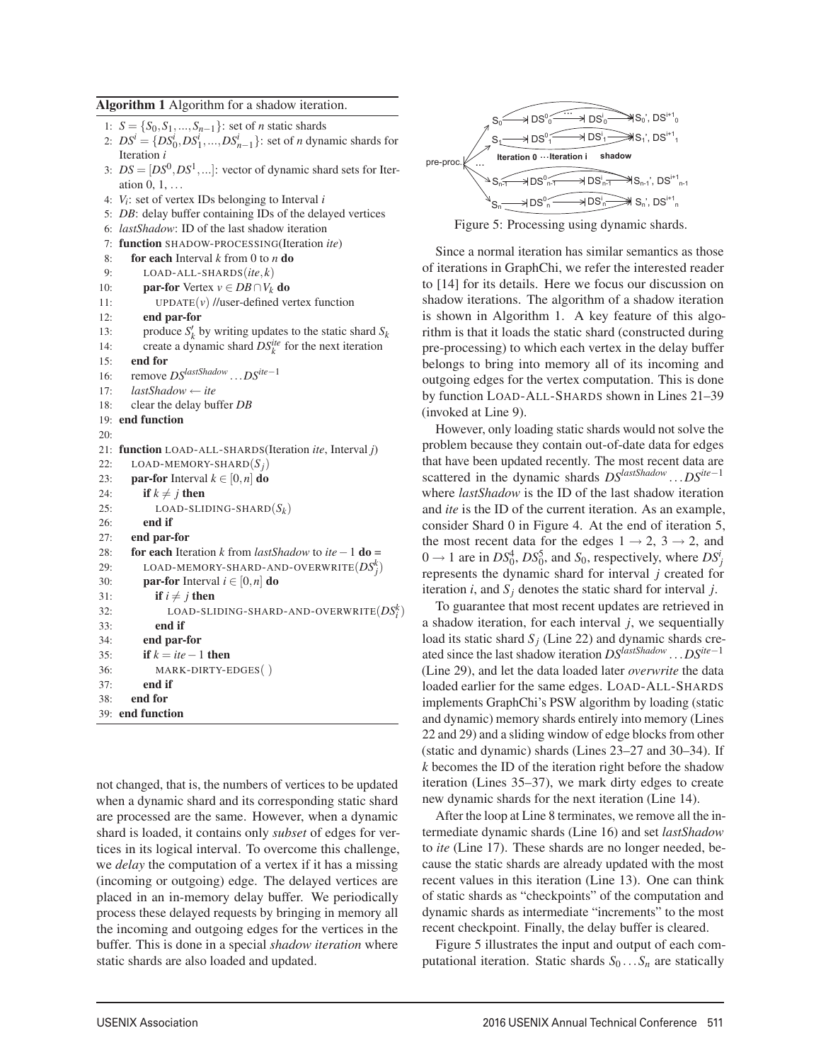**Algorithm 1** Algorithm for a shadow iteration.

```
1: S = {S_0, S_1, ..., S_{n-1}}: set of n static shards
2: DS^i = {DS^i_0, DS^i_1, ..., DS^i_{n-1}}: set of n dynamic shards for
   Iteration i
3: DS = [DS^0, DS^1, ...]: vector of dynamic shard sets for Iter-
   ation 0, 1, ...
4: V_i: set of vertex IDs belonging to Interval i
5: DB: delay buffer containing IDs of the delayed vertices
6: lastShadow: ID of the last shadow iteration
7: function SHADOW-PROCESSING(Iteration ite)
8:    for each Interval k from 0 to n do
9:       LOAD-ALL-SHARDS(ite, k)
10:      par-for Vertex v ∈ DB ∩ V_k do
11:         UPDATE(v) //user-defined vertex function
12:      end par-for
13:      produce S'_k by writing updates to the static shard S_k
14:      create a dynamic shard DS^ite_k for the next iteration
15:   end for
16:   remove DS^lastShadow ... DS^(ite-1)
17:   lastShadow ← ite
18:   clear the delay buffer DB
19: end function
20:
21: function LOAD-ALL-SHARDS(Iteration ite, Interval j)
22:    LOAD-MEMORY-SHARD(S_j)
23:    par-for Interval k ∈ [0, n] do
24:       if k ≠ j then
25:          LOAD-SLIDING-SHARD(S_k)
26:       end if
27:    end par-for
28:    for each Iteration k from lastShadow to ite − 1 do =
29:       LOAD-MEMORY-SHARD-AND-OVERWRITE(DS^k_j)
30:       par-for Interval i ∈ [0, n] do
31:          if i ≠ j then
32:             LOAD-SLIDING-SHARD-AND-OVERWRITE(DS^k_i)
33:          end if
34:       end par-for
35:       if k = ite − 1 then
36:          MARK-DIRTY-EDGES( )
37:       end if
38:    end for
39: end function
```

not changed, that is, the numbers of vertices to be updated when a dynamic shard and its corresponding static shard are processed are the same. However, when a dynamic shard is loaded, it contains only *subset* of edges for vertices in its logical interval. To overcome this challenge, we *delay* the computation of a vertex if it has a missing (incoming or outgoing) edge. The delayed vertices are placed in an in-memory delay buffer. We periodically process these delayed requests by bringing in memory all the incoming and outgoing edges for the vertices in the buffer. This is done in a special *shadow iteration* where static shards are also loaded and updated.

Figure 5: Processing using dynamic shards.

Since a normal iteration has similar semantics as those of iterations in GraphChi, we refer the interested reader to [14] for its details. Here we focus our discussion on shadow iterations. The algorithm of a shadow iteration is shown in Algorithm 1. A key feature of this algorithm is that it loads the static shard (constructed during pre-processing) to which each vertex in the delay buffer belongs to bring into memory all of its incoming and outgoing edges for the vertex computation. This is done by function LOAD-ALL-SHARDS shown in Lines 21–39 (invoked at Line 9).

However, only loading static shards would not solve the problem because they contain out-of-date data for edges that have been updated recently. The most recent data are scattered in the dynamic shards $DS^{lastShadow} \dots DS^{ite-1}$ where *lastShadow* is the ID of the last shadow iteration and *ite* is the ID of the current iteration. As an example, consider Shard 0 in Figure 4. At the end of iteration 5, the most recent data for the edges $1 \rightarrow 2$, $3 \rightarrow 2$, and $0 \rightarrow 1$ are in $DS_0^4$, $DS_0^5$, and $S_0$, respectively, where $DS_j^i$ represents the dynamic shard for interval $j$ created for iteration $i$, and $S_j$ denotes the static shard for interval $j$.

To guarantee that most recent updates are retrieved in a shadow iteration, for each interval $j$, we sequentially load its static shard $S_j$ (Line 22) and dynamic shards created since the last shadow iteration $DS^{lastShadow} \dots DS^{ite-1}$ (Line 29), and let the data loaded later *overwrite* the data loaded earlier for the same edges. LOAD-ALL-SHARDS implements GraphChi's PSW algorithm by loading (static and dynamic) memory shards entirely into memory (Lines 22 and 29) and a sliding window of edge blocks from other (static and dynamic) shards (Lines 23–27 and 30–34). If $k$ becomes the ID of the iteration right before the shadow iteration (Lines 35–37), we mark dirty edges to create new dynamic shards for the next iteration (Line 14).

After the loop at Line 8 terminates, we remove all the intermediate dynamic shards (Line 16) and set *lastShadow* to *ite* (Line 17). These shards are no longer needed, because the static shards are already updated with the most recent values in this iteration (Line 13). One can think of static shards as "checkpoints" of the computation and dynamic shards as intermediate "increments" to the most recent checkpoint. Finally, the delay buffer is cleared.

Figure 5 illustrates the input and output of each computational iteration. Static shards $S_0 \dots S_n$ are statically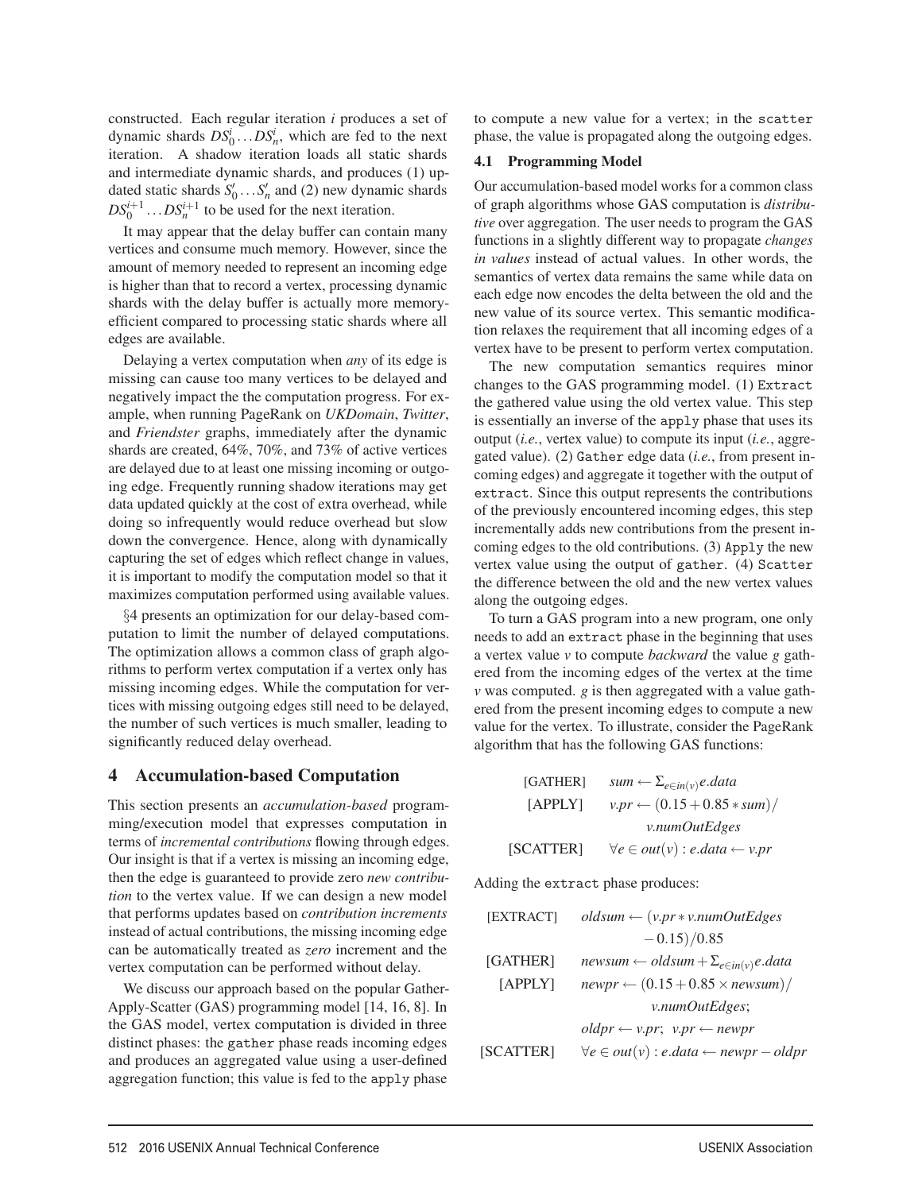constructed. Each regular iteration $i$ produces a set of dynamic shards $DS_0^i \dots DS_n^i$, which are fed to the next iteration. A shadow iteration loads all static shards and intermediate dynamic shards, and produces (1) updated static shards $S_0' \dots S_n'$ and (2) new dynamic shards $DS_0^{i+1} \dots DS_n^{i+1}$ to be used for the next iteration.

It may appear that the delay buffer can contain many vertices and consume much memory. However, since the amount of memory needed to represent an incoming edge is higher than that to record a vertex, processing dynamic shards with the delay buffer is actually more memory-efficient compared to processing static shards where all edges are available.

Delaying a vertex computation when *any* of its edge is missing can cause too many vertices to be delayed and negatively impact the the computation progress. For example, when running PageRank on *UKDomain*, *Twitter*, and *Friendster* graphs, immediately after the dynamic shards are created, 64%, 70%, and 73% of active vertices are delayed due to at least one missing incoming or outgoing edge. Frequently running shadow iterations may get data updated quickly at the cost of extra overhead, while doing so infrequently would reduce overhead but slow down the convergence. Hence, along with dynamically capturing the set of edges which reflect change in values, it is important to modify the computation model so that it maximizes computation performed using available values.

§4 presents an optimization for our delay-based computation to limit the number of delayed computations. The optimization allows a common class of graph algorithms to perform vertex computation if a vertex only has missing incoming edges. While the computation for vertices with missing outgoing edges still need to be delayed, the number of such vertices is much smaller, leading to significantly reduced delay overhead.

## 4 Accumulation-based Computation

This section presents an *accumulation-based* programming/execution model that expresses computation in terms of *incremental contributions* flowing through edges. Our insight is that if a vertex is missing an incoming edge, then the edge is guaranteed to provide zero *new contribution* to the vertex value. If we can design a new model that performs updates based on *contribution increments* instead of actual contributions, the missing incoming edge can be automatically treated as *zero* increment and the vertex computation can be performed without delay.

We discuss our approach based on the popular Gather-Apply-Scatter (GAS) programming model [14, 16, 8]. In the GAS model, vertex computation is divided in three distinct phases: the `gather` phase reads incoming edges and produces an aggregated value using a user-defined aggregation function; this value is fed to the `apply` phase to compute a new value for a vertex; in the `scatter` phase, the value is propagated along the outgoing edges.

### 4.1 Programming Model

Our accumulation-based model works for a common class of graph algorithms whose GAS computation is *distributive* over aggregation. The user needs to program the GAS functions in a slightly different way to propagate *changes in values* instead of actual values. In other words, the semantics of vertex data remains the same while data on each edge now encodes the delta between the old and the new value of its source vertex. This semantic modification relaxes the requirement that all incoming edges of a vertex have to be present to perform vertex computation.

The new computation semantics requires minor changes to the GAS programming model. (1) `Extract` the gathered value using the old vertex value. This step is essentially an inverse of the `apply` phase that uses its output (*i.e.*, vertex value) to compute its input (*i.e.*, aggregated value). (2) `Gather` edge data (*i.e.*, from present incoming edges) and aggregate it together with the output of `extract`. Since this output represents the contributions of the previously encountered incoming edges, this step incrementally adds new contributions from the present incoming edges to the old contributions. (3) `Apply` the new vertex value using the output of `gather`. (4) `Scatter` the difference between the old and the new vertex values along the outgoing edges.

To turn a GAS program into a new program, one only needs to add an `extract` phase in the beginning that uses a vertex value $v$ to compute *backward* the value $g$ gathered from the incoming edges of the vertex at the time $v$ was computed. $g$ is then aggregated with a value gathered from the present incoming edges to compute a new value for the vertex. To illustrate, consider the PageRank algorithm that has the following GAS functions:

$$
\begin{aligned}
&\text{[GATHER]} && sum \leftarrow \Sigma_{e \in in(v)} e.data \\
&\text{[APPLY]} && v.pr \leftarrow (0.15 + 0.85 * sum) / v.numOutEdges \\
&\text{[SCATTER]} && \forall e \in out(v) : e.data \leftarrow v.pr
\end{aligned}
$$

Adding the `extract` phase produces:

$$
\begin{aligned}
&\text{[EXTRACT]} && oldsum \leftarrow (v.pr * v.numOutEdges - 0.15) / 0.85 \\
&\text{[GATHER]} && newsum \leftarrow oldsum + \Sigma_{e \in in(v)} e.data \\
&\text{[APPLY]} && newpr \leftarrow (0.15 + 0.85 \times newsum) / v.numOutEdges; \\
& && oldpr \leftarrow v.pr;\ \ v.pr \leftarrow newpr \\
&\text{[SCATTER]} && \forall e \in out(v) : e.data \leftarrow newpr - oldpr
\end{aligned}
$$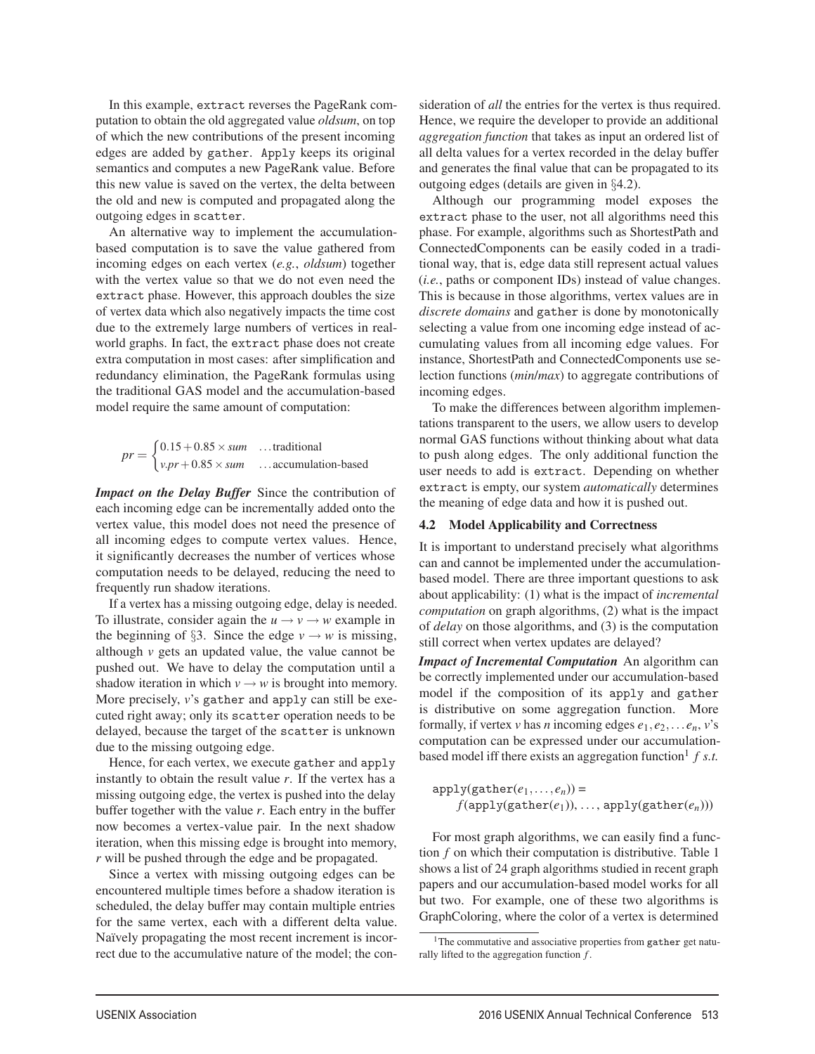In this example, extract reverses the PageRank computation to obtain the old aggregated value *oldsum*, on top of which the new contributions of the present incoming edges are added by gather. Apply keeps its original semantics and computes a new PageRank value. Before this new value is saved on the vertex, the delta between the old and new is computed and propagated along the outgoing edges in scatter.

An alternative way to implement the accumulation-based computation is to save the value gathered from incoming edges on each vertex (*e.g.*, *oldsum*) together with the vertex value so that we do not even need the extract phase. However, this approach doubles the size of vertex data which also negatively impacts the time cost due to the extremely large numbers of vertices in real-world graphs. In fact, the extract phase does not create extra computation in most cases: after simplification and redundancy elimination, the PageRank formulas using the traditional GAS model and the accumulation-based model require the same amount of computation:

$$pr = \begin{cases} 0.15 + 0.85 \times sum & \ldots\text{traditional} \\ v.pr + 0.85 \times sum & \ldots\text{accumulation-based} \end{cases}$$

***Impact on the Delay Buffer*** Since the contribution of each incoming edge can be incrementally added onto the vertex value, this model does not need the presence of all incoming edges to compute vertex values. Hence, it significantly decreases the number of vertices whose computation needs to be delayed, reducing the need to frequently run shadow iterations.

If a vertex has a missing outgoing edge, delay is needed. To illustrate, consider again the $u \rightarrow v \rightarrow w$ example in the beginning of §3. Since the edge $v \rightarrow w$ is missing, although $v$ gets an updated value, the value cannot be pushed out. We have to delay the computation until a shadow iteration in which $v \rightarrow w$ is brought into memory. More precisely, $v$'s gather and apply can still be executed right away; only its scatter operation needs to be delayed, because the target of the scatter is unknown due to the missing outgoing edge.

Hence, for each vertex, we execute gather and apply instantly to obtain the result value $r$. If the vertex has a missing outgoing edge, the vertex is pushed into the delay buffer together with the value $r$. Each entry in the buffer now becomes a vertex-value pair. In the next shadow iteration, when this missing edge is brought into memory, $r$ will be pushed through the edge and be propagated.

Since a vertex with missing outgoing edges can be encountered multiple times before a shadow iteration is scheduled, the delay buffer may contain multiple entries for the same vertex, each with a different delta value. Naïvely propagating the most recent increment is incorrect due to the accumulative nature of the model; the consideration of *all* the entries for the vertex is thus required. Hence, we require the developer to provide an additional *aggregation function* that takes as input an ordered list of all delta values for a vertex recorded in the delay buffer and generates the final value that can be propagated to its outgoing edges (details are given in §4.2).

Although our programming model exposes the extract phase to the user, not all algorithms need this phase. For example, algorithms such as ShortestPath and ConnectedComponents can be easily coded in a traditional way, that is, edge data still represent actual values (*i.e.*, paths or component IDs) instead of value changes. This is because in those algorithms, vertex values are in *discrete domains* and gather is done by monotonically selecting a value from one incoming edge instead of accumulating values from all incoming edge values. For instance, ShortestPath and ConnectedComponents use selection functions (*min*/*max*) to aggregate contributions of incoming edges.

To make the differences between algorithm implementations transparent to the users, we allow users to develop normal GAS functions without thinking about what data to push along edges. The only additional function the user needs to add is extract. Depending on whether extract is empty, our system *automatically* determines the meaning of edge data and how it is pushed out.

### 4.2 Model Applicability and Correctness

It is important to understand precisely what algorithms can and cannot be implemented under the accumulation-based model. There are three important questions to ask about applicability: (1) what is the impact of *incremental computation* on graph algorithms, (2) what is the impact of *delay* on those algorithms, and (3) is the computation still correct when vertex updates are delayed?

***Impact of Incremental Computation*** An algorithm can be correctly implemented under our accumulation-based model if the composition of its apply and gather is distributive on some aggregation function. More formally, if vertex $v$ has $n$ incoming edges $e_1, e_2, \ldots e_n$, $v$'s computation can be expressed under our accumulation-based model iff there exists an aggregation function[1] $f$ *s.t.*

$$\texttt{apply}(\texttt{gather}(e_1, \ldots, e_n)) = f(\texttt{apply}(\texttt{gather}(e_1)), \ldots, \texttt{apply}(\texttt{gather}(e_n)))$$

For most graph algorithms, we can easily find a function $f$ on which their computation is distributive. Table 1 shows a list of 24 graph algorithms studied in recent graph papers and our accumulation-based model works for all but two. For example, one of these two algorithms is GraphColoring, where the color of a vertex is determined

[1] The commutative and associative properties from gather get naturally lifted to the aggregation function $f$.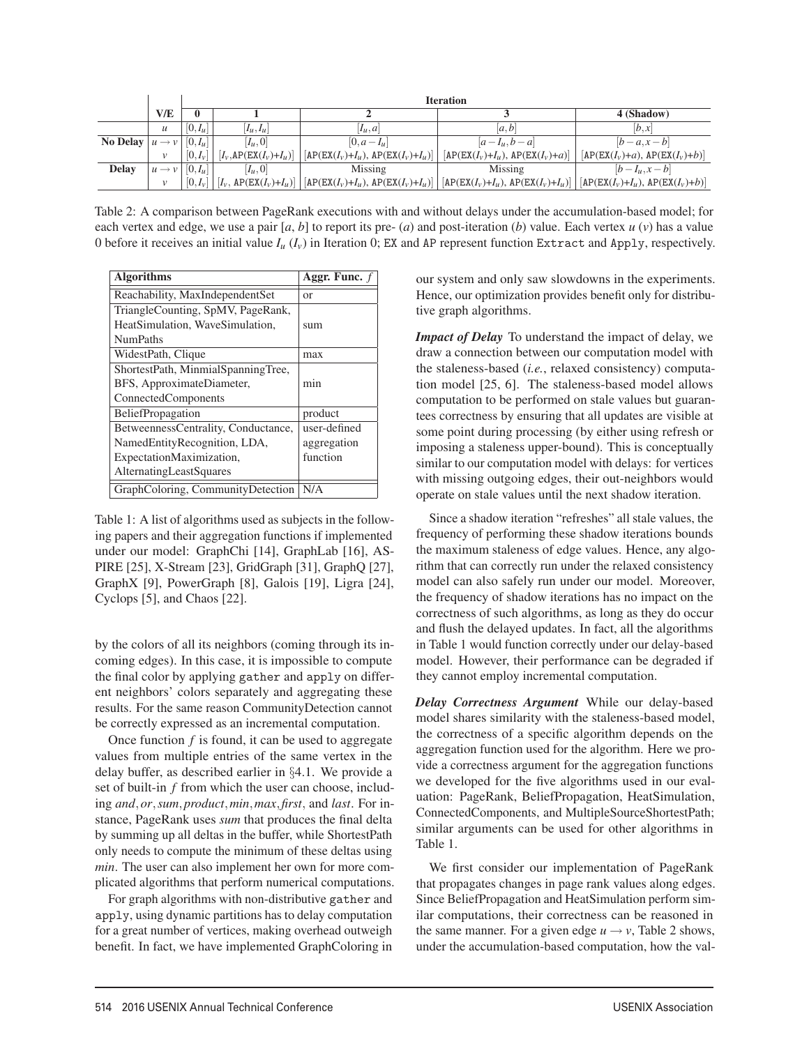| | V/E | Iteration | | | | |
|---|---|---|---|---|---|---|
| | | 0 | 1 | 2 | 3 | 4 (Shadow) |
| | $u$ | $[0, I_u]$ | $[I_u, I_u]$ | $[I_u, a]$ | $[a, b]$ | $[b, x]$ |
| **No Delay** | $u \rightarrow v$ | $[0, I_u]$ | $[I_u, 0]$ | $[0, a - I_u]$ | $[a - I_u, b - a]$ | $[b - a, x - b]$ |
| | $v$ | $[0, I_v]$ | $[I_v$, AP(EX($I_v$)+$I_u$)] | [AP(EX($I_v$)+$I_u$), AP(EX($I_v$)+$I_u$)] | [AP(EX($I_v$)+$I_u$), AP(EX($I_v$)+$a$)] | [AP(EX($I_v$)+$a$), AP(EX($I_v$)+$b$)] |
| **Delay** | $u \rightarrow v$ | $[0, I_u]$ | $[I_u, 0]$ | Missing | Missing | $[b - I_u, x - b]$ |
| | $v$ | $[0, I_v]$ | $[I_v$, AP(EX($I_v$)+$I_u$)] | [AP(EX($I_v$)+$I_u$), AP(EX($I_v$)+$I_u$)] | [AP(EX($I_v$)+$I_u$), AP(EX($I_v$)+$I_u$)] | [AP(EX($I_v$)+$I_u$), AP(EX($I_v$)+$b$)] |

Table 2: A comparison between PageRank executions with and without delays under the accumulation-based model; for each vertex and edge, we use a pair [$a$, $b$] to report its pre- ($a$) and post-iteration ($b$) value. Each vertex $u$ ($v$) has a value 0 before it receives an initial value $I_u$ ($I_v$) in Iteration 0; EX and AP represent function Extract and Apply, respectively.

| Algorithms | Aggr. Func. $f$ |
|---|---|
| Reachability, MaxIndependentSet | or |
| TriangleCounting, SpMV, PageRank, HeatSimulation, WaveSimulation, NumPaths | sum |
| WidestPath, Clique | max |
| ShortestPath, MinmialSpanningTree, BFS, ApproximateDiameter, ConnectedComponents | min |
| BeliefPropagation | product |
| BetweennessCentrality, Conductance, NamedEntityRecognition, LDA, ExpectationMaximization, AlternatingLeastSquares | user-defined aggregation function |
| GraphColoring, CommunityDetection | N/A |

Table 1: A list of algorithms used as subjects in the following papers and their aggregation functions if implemented under our model: GraphChi [14], GraphLab [16], ASPIRE [25], X-Stream [23], GridGraph [31], GraphQ [27], GraphX [9], PowerGraph [8], Galois [19], Ligra [24], Cyclops [5], and Chaos [22].

by the colors of all its neighbors (coming through its incoming edges). In this case, it is impossible to compute the final color by applying gather and apply on different neighbors' colors separately and aggregating these results. For the same reason CommunityDetection cannot be correctly expressed as an incremental computation.

Once function $f$ is found, it can be used to aggregate values from multiple entries of the same vertex in the delay buffer, as described earlier in §4.1. We provide a set of built-in $f$ from which the user can choose, including *and*, *or*, *sum*, *product*, *min*, *max*, *first*, and *last*. For instance, PageRank uses *sum* that produces the final delta by summing up all deltas in the buffer, while ShortestPath only needs to compute the minimum of these deltas using *min*. The user can also implement her own for more complicated algorithms that perform numerical computations.

For graph algorithms with non-distributive gather and apply, using dynamic partitions has to delay computation for a great number of vertices, making overhead outweigh benefit. In fact, we have implemented GraphColoring in our system and only saw slowdowns in the experiments. Hence, our optimization provides benefit only for distributive graph algorithms.

***Impact of Delay*** To understand the impact of delay, we draw a connection between our computation model with the staleness-based (*i.e.*, relaxed consistency) computation model [25, 6]. The staleness-based model allows computation to be performed on stale values but guarantees correctness by ensuring that all updates are visible at some point during processing (by either using refresh or imposing a staleness upper-bound). This is conceptually similar to our computation model with delays: for vertices with missing outgoing edges, their out-neighbors would operate on stale values until the next shadow iteration.

Since a shadow iteration "refreshes" all stale values, the frequency of performing these shadow iterations bounds the maximum staleness of edge values. Hence, any algorithm that can correctly run under the relaxed consistency model can also safely run under our model. Moreover, the frequency of shadow iterations has no impact on the correctness of such algorithms, as long as they do occur and flush the delayed updates. In fact, all the algorithms in Table 1 would function correctly under our delay-based model. However, their performance can be degraded if they cannot employ incremental computation.

***Delay Correctness Argument*** While our delay-based model shares similarity with the staleness-based model, the correctness of a specific algorithm depends on the aggregation function used for the algorithm. Here we provide a correctness argument for the aggregation functions we developed for the five algorithms used in our evaluation: PageRank, BeliefPropagation, HeatSimulation, ConnectedComponents, and MultipleSourceShortestPath; similar arguments can be used for other algorithms in Table 1.

We first consider our implementation of PageRank that propagates changes in page rank values along edges. Since BeliefPropagation and HeatSimulation perform similar computations, their correctness can be reasoned in the same manner. For a given edge $u \rightarrow v$, Table 2 shows, under the accumulation-based computation, how the val-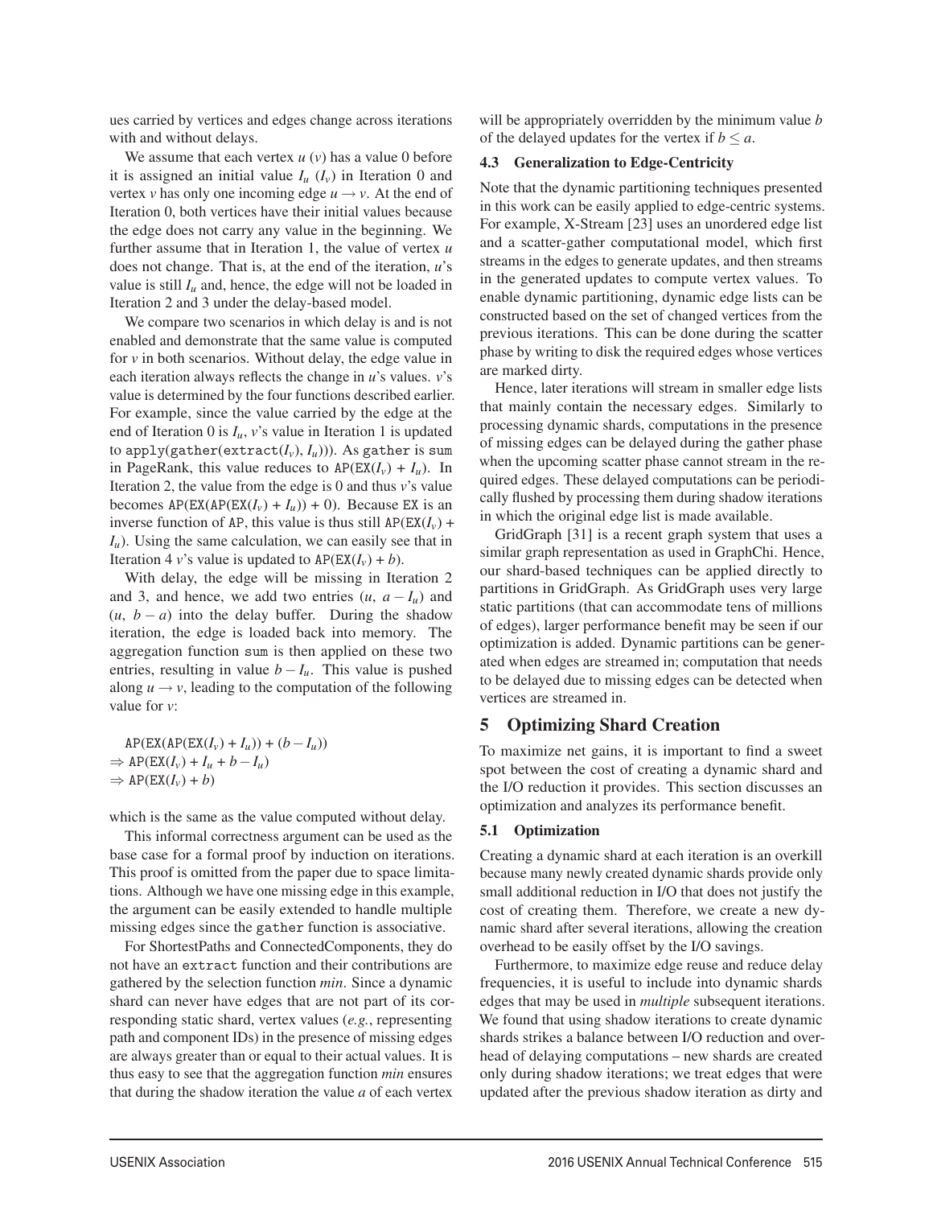ues carried by vertices and edges change across iterations with and without delays.

We assume that each vertex $u$ ($v$) has a value 0 before it is assigned an initial value $I_u$ ($I_v$) in Iteration 0 and vertex $v$ has only one incoming edge $u \rightarrow v$. At the end of Iteration 0, both vertices have their initial values because the edge does not carry any value in the beginning. We further assume that in Iteration 1, the value of vertex $u$ does not change. That is, at the end of the iteration, $u$'s value is still $I_u$ and, hence, the edge will not be loaded in Iteration 2 and 3 under the delay-based model.

We compare two scenarios in which delay is and is not enabled and demonstrate that the same value is computed for $v$ in both scenarios. Without delay, the edge value in each iteration always reflects the change in $u$'s values. $v$'s value is determined by the four functions described earlier. For example, since the value carried by the edge at the end of Iteration 0 is $I_u$, $v$'s value in Iteration 1 is updated to apply(gather(extract($I_v$), $I_u$))). As gather is sum in PageRank, this value reduces to AP(EX($I_v$) + $I_u$). In Iteration 2, the value from the edge is 0 and thus $v$'s value becomes AP(EX(AP(EX($I_v$) + $I_u$)) + 0). Because EX is an inverse function of AP, this value is thus still AP(EX($I_v$) + $I_u$). Using the same calculation, we can easily see that in Iteration 4 $v$'s value is updated to AP(EX($I_v$) + $b$).

With delay, the edge will be missing in Iteration 2 and 3, and hence, we add two entries ($u$, $a - I_u$) and ($u$, $b - a$) into the delay buffer. During the shadow iteration, the edge is loaded back into memory. The aggregation function sum is then applied on these two entries, resulting in value $b - I_u$. This value is pushed along $u \rightarrow v$, leading to the computation of the following value for $v$:

AP(EX(AP(EX($I_v$) + $I_u$)) + ($b - I_u$))
$\Rightarrow$ AP(EX($I_v$) + $I_u$ + $b - I_u$)
$\Rightarrow$ AP(EX($I_v$) + $b$)

which is the same as the value computed without delay.

This informal correctness argument can be used as the base case for a formal proof by induction on iterations. This proof is omitted from the paper due to space limitations. Although we have one missing edge in this example, the argument can be easily extended to handle multiple missing edges since the gather function is associative.

For ShortestPaths and ConnectedComponents, they do not have an extract function and their contributions are gathered by the selection function *min*. Since a dynamic shard can never have edges that are not part of its corresponding static shard, vertex values (*e.g.*, representing path and component IDs) in the presence of missing edges are always greater than or equal to their actual values. It is thus easy to see that the aggregation function *min* ensures that during the shadow iteration the value $a$ of each vertex will be appropriately overridden by the minimum value $b$ of the delayed updates for the vertex if $b \leq a$.

### 4.3 Generalization to Edge-Centricity

Note that the dynamic partitioning techniques presented in this work can be easily applied to edge-centric systems. For example, X-Stream [23] uses an unordered edge list and a scatter-gather computational model, which first streams in the edges to generate updates, and then streams in the generated updates to compute vertex values. To enable dynamic partitioning, dynamic edge lists can be constructed based on the set of changed vertices from the previous iterations. This can be done during the scatter phase by writing to disk the required edges whose vertices are marked dirty.

Hence, later iterations will stream in smaller edge lists that mainly contain the necessary edges. Similarly to processing dynamic shards, computations in the presence of missing edges can be delayed during the gather phase when the upcoming scatter phase cannot stream in the required edges. These delayed computations can be periodically flushed by processing them during shadow iterations in which the original edge list is made available.

GridGraph [31] is a recent graph system that uses a similar graph representation as used in GraphChi. Hence, our shard-based techniques can be applied directly to partitions in GridGraph. As GridGraph uses very large static partitions (that can accommodate tens of millions of edges), larger performance benefit may be seen if our optimization is added. Dynamic partitions can be generated when edges are streamed in; computation that needs to be delayed due to missing edges can be detected when vertices are streamed in.

## 5 Optimizing Shard Creation

To maximize net gains, it is important to find a sweet spot between the cost of creating a dynamic shard and the I/O reduction it provides. This section discusses an optimization and analyzes its performance benefit.

### 5.1 Optimization

Creating a dynamic shard at each iteration is an overkill because many newly created dynamic shards provide only small additional reduction in I/O that does not justify the cost of creating them. Therefore, we create a new dynamic shard after several iterations, allowing the creation overhead to be easily offset by the I/O savings.

Furthermore, to maximize edge reuse and reduce delay frequencies, it is useful to include into dynamic shards edges that may be used in *multiple* subsequent iterations. We found that using shadow iterations to create dynamic shards strikes a balance between I/O reduction and overhead of delaying computations – new shards are created only during shadow iterations; we treat edges that were updated after the previous shadow iteration as dirty and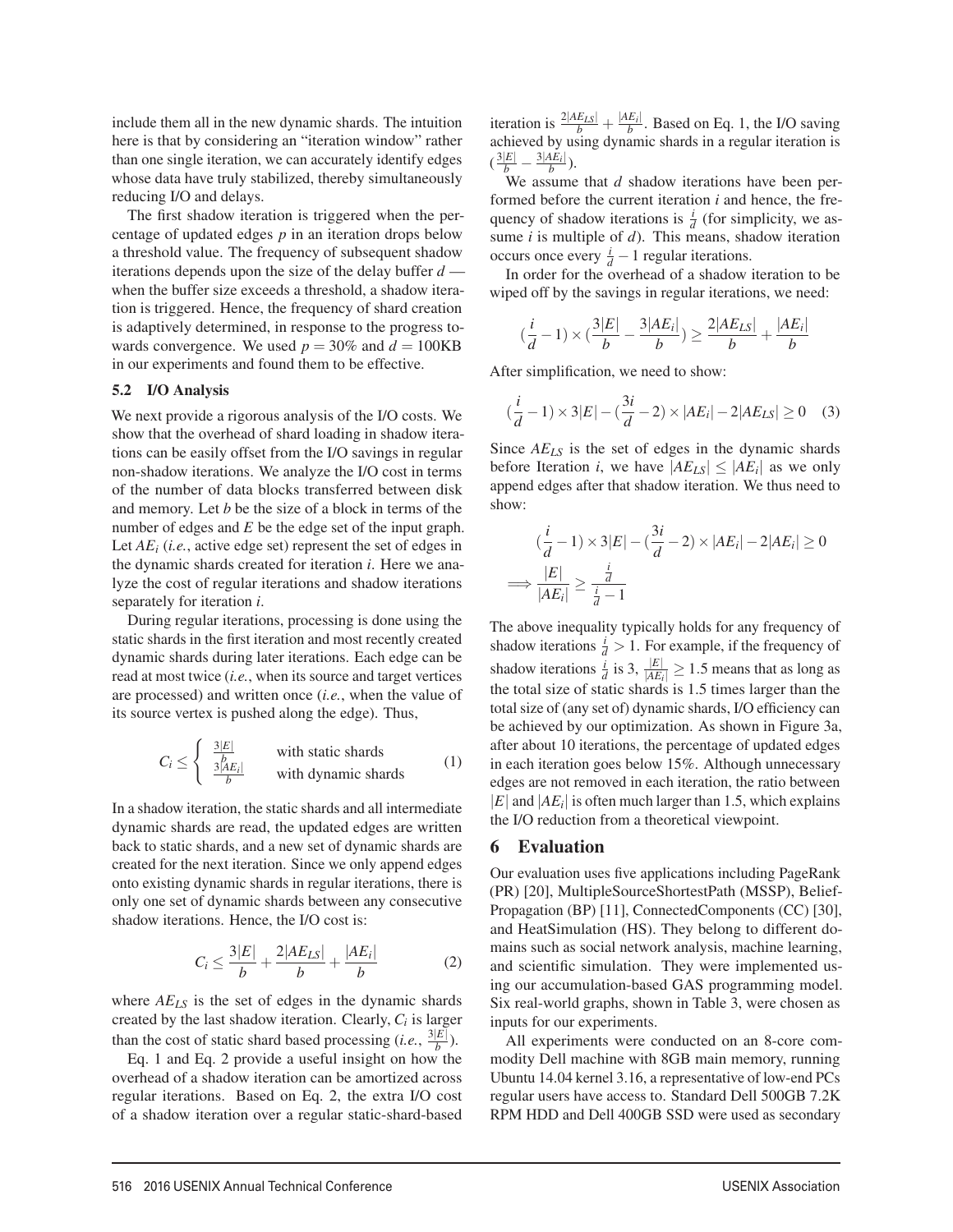include them all in the new dynamic shards. The intuition here is that by considering an "iteration window" rather than one single iteration, we can accurately identify edges whose data have truly stabilized, thereby simultaneously reducing I/O and delays.

The first shadow iteration is triggered when the percentage of updated edges $p$ in an iteration drops below a threshold value. The frequency of subsequent shadow iterations depends upon the size of the delay buffer $d$ — when the buffer size exceeds a threshold, a shadow iteration is triggered. Hence, the frequency of shard creation is adaptively determined, in response to the progress towards convergence. We used $p = 30\%$ and $d = 100$KB in our experiments and found them to be effective.

### 5.2 I/O Analysis

We next provide a rigorous analysis of the I/O costs. We show that the overhead of shard loading in shadow iterations can be easily offset from the I/O savings in regular non-shadow iterations. We analyze the I/O cost in terms of the number of data blocks transferred between disk and memory. Let $b$ be the size of a block in terms of the number of edges and $E$ be the edge set of the input graph. Let $AE_i$ (*i.e.*, active edge set) represent the set of edges in the dynamic shards created for iteration $i$. Here we analyze the cost of regular iterations and shadow iterations separately for iteration $i$.

During regular iterations, processing is done using the static shards in the first iteration and most recently created dynamic shards during later iterations. Each edge can be read at most twice (*i.e.*, when its source and target vertices are processed) and written once (*i.e.*, when the value of its source vertex is pushed along the edge). Thus,

$$C_i \leq \begin{cases} \frac{3|E|}{b} & \text{with static shards} \\ \frac{3|AE_i|}{b} & \text{with dynamic shards} \end{cases} \quad (1)$$

In a shadow iteration, the static shards and all intermediate dynamic shards are read, the updated edges are written back to static shards, and a new set of dynamic shards are created for the next iteration. Since we only append edges onto existing dynamic shards in regular iterations, there is only one set of dynamic shards between any consecutive shadow iterations. Hence, the I/O cost is:

$$C_i \leq \frac{3|E|}{b} + \frac{2|AE_{LS}|}{b} + \frac{|AE_i|}{b} \quad (2)$$

where $AE_{LS}$ is the set of edges in the dynamic shards created by the last shadow iteration. Clearly, $C_i$ is larger than the cost of static shard based processing (*i.e.*, $\frac{3|E|}{b}$).

Eq. 1 and Eq. 2 provide a useful insight on how the overhead of a shadow iteration can be amortized across regular iterations. Based on Eq. 2, the extra I/O cost of a shadow iteration over a regular static-shard-based iteration is $\frac{2|AE_{LS}|}{b} + \frac{|AE_i|}{b}$. Based on Eq. 1, the I/O saving achieved by using dynamic shards in a regular iteration is $(\frac{3|E|}{b} - \frac{3|AE_i|}{b})$.

We assume that $d$ shadow iterations have been performed before the current iteration $i$ and hence, the frequency of shadow iterations is $\frac{i}{d}$ (for simplicity, we assume $i$ is multiple of $d$). This means, shadow iteration occurs once every $\frac{i}{d} - 1$ regular iterations.

In order for the overhead of a shadow iteration to be wiped off by the savings in regular iterations, we need:

$$(\frac{i}{d} - 1) \times (\frac{3|E|}{b} - \frac{3|AE_i|}{b}) \geq \frac{2|AE_{LS}|}{b} + \frac{|AE_i|}{b}$$

After simplification, we need to show:

$$(\frac{i}{d} - 1) \times 3|E| - (\frac{3i}{d} - 2) \times |AE_i| - 2|AE_{LS}| \geq 0 \quad (3)$$

Since $AE_{LS}$ is the set of edges in the dynamic shards before Iteration $i$, we have $|AE_{LS}| \leq |AE_i|$ as we only append edges after that shadow iteration. We thus need to show:

$$(\frac{i}{d} - 1) \times 3|E| - (\frac{3i}{d} - 2) \times |AE_i| - 2|AE_i| \geq 0$$
$$\implies \frac{|E|}{|AE_i|} \geq \frac{\frac{i}{d}}{\frac{i}{d} - 1}$$

The above inequality typically holds for any frequency of shadow iterations $\frac{i}{d} > 1$. For example, if the frequency of shadow iterations $\frac{i}{d}$ is 3, $\frac{|E|}{|AE_i|} \geq 1.5$ means that as long as the total size of static shards is 1.5 times larger than the total size of (any set of) dynamic shards, I/O efficiency can be achieved by our optimization. As shown in Figure 3a, after about 10 iterations, the percentage of updated edges in each iteration goes below 15%. Although unnecessary edges are not removed in each iteration, the ratio between $|E|$ and $|AE_i|$ is often much larger than 1.5, which explains the I/O reduction from a theoretical viewpoint.

## 6 Evaluation

Our evaluation uses five applications including PageRank (PR) [20], MultipleSourceShortestPath (MSSP), BeliefPropagation (BP) [11], ConnectedComponents (CC) [30], and HeatSimulation (HS). They belong to different domains such as social network analysis, machine learning, and scientific simulation. They were implemented using our accumulation-based GAS programming model. Six real-world graphs, shown in Table 3, were chosen as inputs for our experiments.

All experiments were conducted on an 8-core commodity Dell machine with 8GB main memory, running Ubuntu 14.04 kernel 3.16, a representative of low-end PCs regular users have access to. Standard Dell 500GB 7.2K RPM HDD and Dell 400GB SSD were used as secondary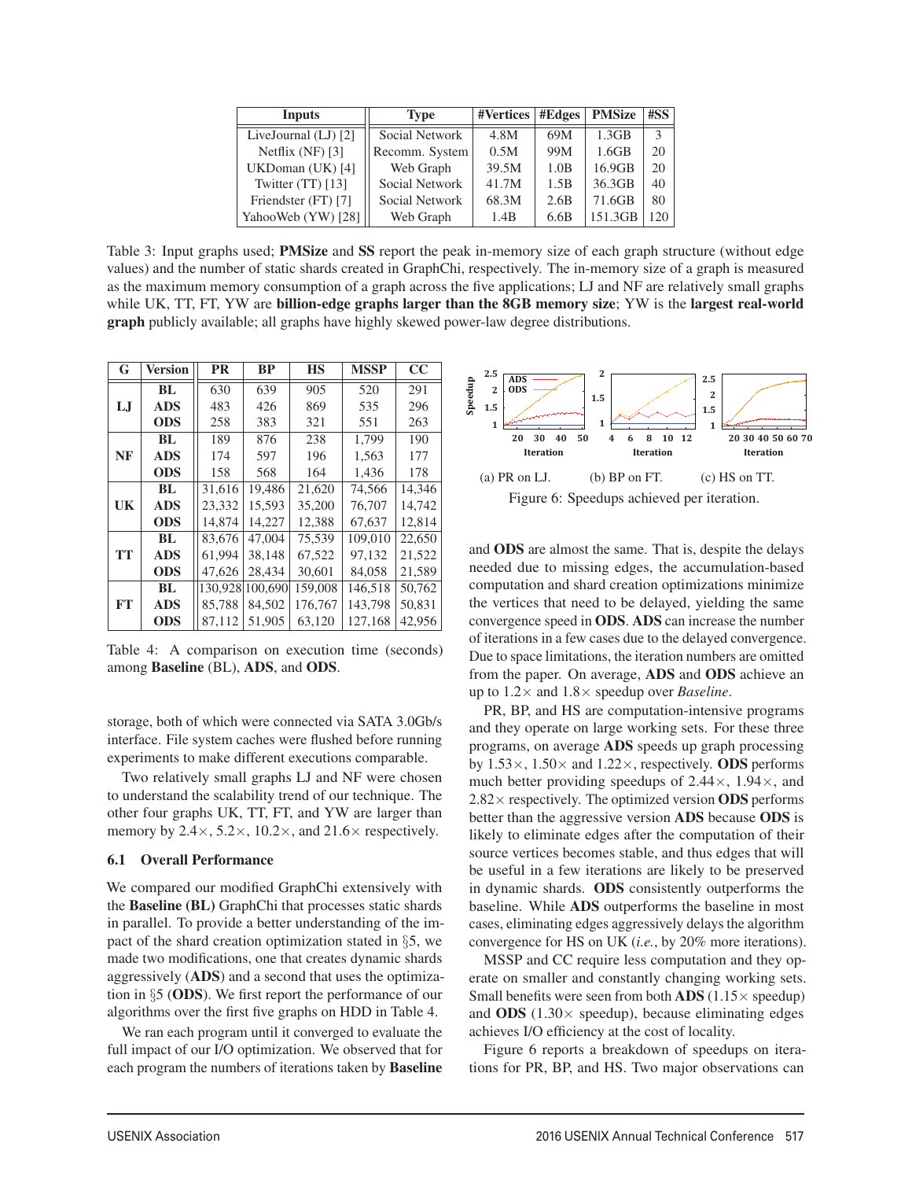| Inputs | Type | #Vertices | #Edges | PMSize | #SS |
|---|---|---|---|---|---|
| LiveJournal (LJ) [2] | Social Network | 4.8M | 69M | 1.3GB | 3 |
| Netflix (NF) [3] | Recomm. System | 0.5M | 99M | 1.6GB | 20 |
| UKDoman (UK) [4] | Web Graph | 39.5M | 1.0B | 16.9GB | 20 |
| Twitter (TT) [13] | Social Network | 41.7M | 1.5B | 36.3GB | 40 |
| Friendster (FT) [7] | Social Network | 68.3M | 2.6B | 71.6GB | 80 |
| YahooWeb (YW) [28] | Web Graph | 1.4B | 6.6B | 151.3GB | 120 |

Table 3: Input graphs used; **PMSize** and **SS** report the peak in-memory size of each graph structure (without edge values) and the number of static shards created in GraphChi, respectively. The in-memory size of a graph is measured as the maximum memory consumption of a graph across the five applications; LJ and NF are relatively small graphs while UK, TT, FT, YW are **billion-edge graphs larger than the 8GB memory size**; YW is the **largest real-world graph** publicly available; all graphs have highly skewed power-law degree distributions.

| G | Version | PR | BP | HS | MSSP | CC |
|---|---|---|---|---|---|---|
| LJ | **BL** | 630 | 639 | 905 | 520 | 291 |
| | **ADS** | 483 | 426 | 869 | 535 | 296 |
| | **ODS** | 258 | 383 | 321 | 551 | 263 |
| NF | **BL** | 189 | 876 | 238 | 1,799 | 190 |
| | **ADS** | 174 | 597 | 196 | 1,563 | 177 |
| | **ODS** | 158 | 568 | 164 | 1,436 | 178 |
| UK | **BL** | 31,616 | 19,486 | 21,620 | 74,566 | 14,346 |
| | **ADS** | 23,332 | 15,593 | 35,200 | 76,707 | 14,742 |
| | **ODS** | 14,874 | 14,227 | 12,388 | 67,637 | 12,814 |
| TT | **BL** | 83,676 | 47,004 | 75,539 | 109,010 | 22,650 |
| | **ADS** | 61,994 | 38,148 | 67,522 | 97,132 | 21,522 |
| | **ODS** | 47,626 | 28,434 | 30,601 | 84,058 | 21,589 |
| FT | **BL** | 130,928 | 100,690 | 159,008 | 146,518 | 50,762 |
| | **ADS** | 85,788 | 84,502 | 176,767 | 143,798 | 50,831 |
| | **ODS** | 87,112 | 51,905 | 63,120 | 127,168 | 42,956 |

Table 4: A comparison on execution time (seconds) among **Baseline** (BL), **ADS**, and **ODS**.

storage, both of which were connected via SATA 3.0Gb/s interface. File system caches were flushed before running experiments to make different executions comparable.

Two relatively small graphs LJ and NF were chosen to understand the scalability trend of our technique. The other four graphs UK, TT, FT, and YW are larger than memory by 2.4×, 5.2×, 10.2×, and 21.6× respectively.

### 6.1 Overall Performance

We compared our modified GraphChi extensively with the **Baseline (BL)** GraphChi that processes static shards in parallel. To provide a better understanding of the impact of the shard creation optimization stated in §5, we made two modifications, one that creates dynamic shards aggressively (**ADS**) and a second that uses the optimization in §5 (**ODS**). We first report the performance of our algorithms over the first five graphs on HDD in Table 4.

We ran each program until it converged to evaluate the full impact of our I/O optimization. We observed that for each program the numbers of iterations taken by **Baseline** and **ODS** are almost the same. That is, despite the delays needed due to missing edges, the accumulation-based computation and shard creation optimizations minimize the vertices that need to be delayed, yielding the same convergence speed in **ODS**. **ADS** can increase the number of iterations in a few cases due to the delayed convergence. Due to space limitations, the iteration numbers are omitted from the paper. On average, **ADS** and **ODS** achieve an up to 1.2× and 1.8× speedup over *Baseline*.

Figure 6: Speedups achieved per iteration. (a) PR on LJ. (b) BP on FT. (c) HS on TT.

PR, BP, and HS are computation-intensive programs and they operate on large working sets. For these three programs, on average **ADS** speeds up graph processing by 1.53×, 1.50× and 1.22×, respectively. **ODS** performs much better providing speedups of 2.44×, 1.94×, and 2.82× respectively. The optimized version **ODS** performs better than the aggressive version **ADS** because **ODS** is likely to eliminate edges after the computation of their source vertices becomes stable, and thus edges that will be useful in a few iterations are likely to be preserved in dynamic shards. **ODS** consistently outperforms the baseline. While **ADS** outperforms the baseline in most cases, eliminating edges aggressively delays the algorithm convergence for HS on UK (*i.e.*, by 20% more iterations).

MSSP and CC require less computation and they operate on smaller and constantly changing working sets. Small benefits were seen from both **ADS** (1.15× speedup) and **ODS** (1.30× speedup), because eliminating edges achieves I/O efficiency at the cost of locality.

Figure 6 reports a breakdown of speedups on iterations for PR, BP, and HS. Two major observations can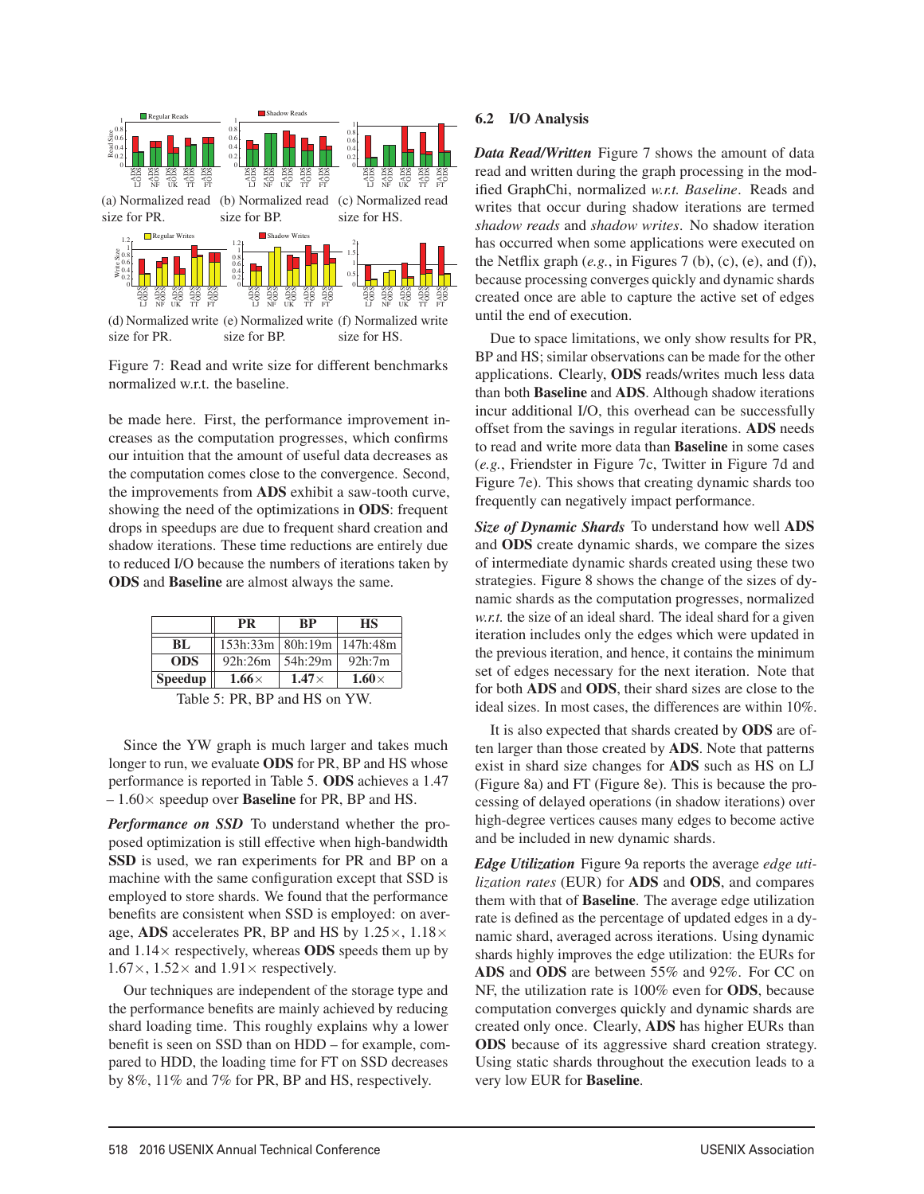(a) Normalized read size for PR. (b) Normalized read size for BP. (c) Normalized read size for HS.

(d) Normalized write size for PR. (e) Normalized write size for BP. (f) Normalized write size for HS.

Figure 7: Read and write size for different benchmarks normalized w.r.t. the baseline.

be made here. First, the performance improvement increases as the computation progresses, which confirms our intuition that the amount of useful data decreases as the computation comes close to the convergence. Second, the improvements from **ADS** exhibit a saw-tooth curve, showing the need of the optimizations in **ODS**: frequent drops in speedups are due to frequent shard creation and shadow iterations. These time reductions are entirely due to reduced I/O because the numbers of iterations taken by **ODS** and **Baseline** are almost always the same.

| | PR | BP | HS |
|---|---|---|---|
| **BL** | 153h:33m | 80h:19m | 147h:48m |
| **ODS** | 92h:26m | 54h:29m | 92h:7m |
| **Speedup** | **1.66×** | **1.47×** | **1.60×** |

Table 5: PR, BP and HS on YW.

Since the YW graph is much larger and takes much longer to run, we evaluate **ODS** for PR, BP and HS whose performance is reported in Table 5. **ODS** achieves a 1.47 – 1.60× speedup over **Baseline** for PR, BP and HS.

***Performance on SSD*** To understand whether the proposed optimization is still effective when high-bandwidth **SSD** is used, we ran experiments for PR and BP on a machine with the same configuration except that SSD is employed to store shards. We found that the performance benefits are consistent when SSD is employed: on average, **ADS** accelerates PR, BP and HS by 1.25×, 1.18× and 1.14× respectively, whereas **ODS** speeds them up by 1.67×, 1.52× and 1.91× respectively.

Our techniques are independent of the storage type and the performance benefits are mainly achieved by reducing shard loading time. This roughly explains why a lower benefit is seen on SSD than on HDD – for example, compared to HDD, the loading time for FT on SSD decreases by 8%, 11% and 7% for PR, BP and HS, respectively.

### 6.2 I/O Analysis

***Data Read/Written*** Figure 7 shows the amount of data read and written during the graph processing in the modified GraphChi, normalized *w.r.t. Baseline*. Reads and writes that occur during shadow iterations are termed *shadow reads* and *shadow writes*. No shadow iteration has occurred when some applications were executed on the Netflix graph (*e.g.*, in Figures 7 (b), (c), (e), and (f)), because processing converges quickly and dynamic shards created once are able to capture the active set of edges until the end of execution.

Due to space limitations, we only show results for PR, BP and HS; similar observations can be made for the other applications. Clearly, **ODS** reads/writes much less data than both **Baseline** and **ADS**. Although shadow iterations incur additional I/O, this overhead can be successfully offset from the savings in regular iterations. **ADS** needs to read and write more data than **Baseline** in some cases (*e.g.*, Friendster in Figure 7c, Twitter in Figure 7d and Figure 7e). This shows that creating dynamic shards too frequently can negatively impact performance.

***Size of Dynamic Shards*** To understand how well **ADS** and **ODS** create dynamic shards, we compare the sizes of intermediate dynamic shards created using these two strategies. Figure 8 shows the change of the sizes of dynamic shards as the computation progresses, normalized *w.r.t.* the size of an ideal shard. The ideal shard for a given iteration includes only the edges which were updated in the previous iteration, and hence, it contains the minimum set of edges necessary for the next iteration. Note that for both **ADS** and **ODS**, their shard sizes are close to the ideal sizes. In most cases, the differences are within 10%.

It is also expected that shards created by **ODS** are often larger than those created by **ADS**. Note that patterns exist in shard size changes for **ADS** such as HS on LJ (Figure 8a) and FT (Figure 8e). This is because the processing of delayed operations (in shadow iterations) over high-degree vertices causes many edges to become active and be included in new dynamic shards.

***Edge Utilization*** Figure 9a reports the average *edge utilization rates* (EUR) for **ADS** and **ODS**, and compares them with that of **Baseline**. The average edge utilization rate is defined as the percentage of updated edges in a dynamic shard, averaged across iterations. Using dynamic shards highly improves the edge utilization: the EURs for **ADS** and **ODS** are between 55% and 92%. For CC on NF, the utilization rate is 100% even for **ODS**, because computation converges quickly and dynamic shards are created only once. Clearly, **ADS** has higher EURs than **ODS** because of its aggressive shard creation strategy. Using static shards throughout the execution leads to a very low EUR for **Baseline**.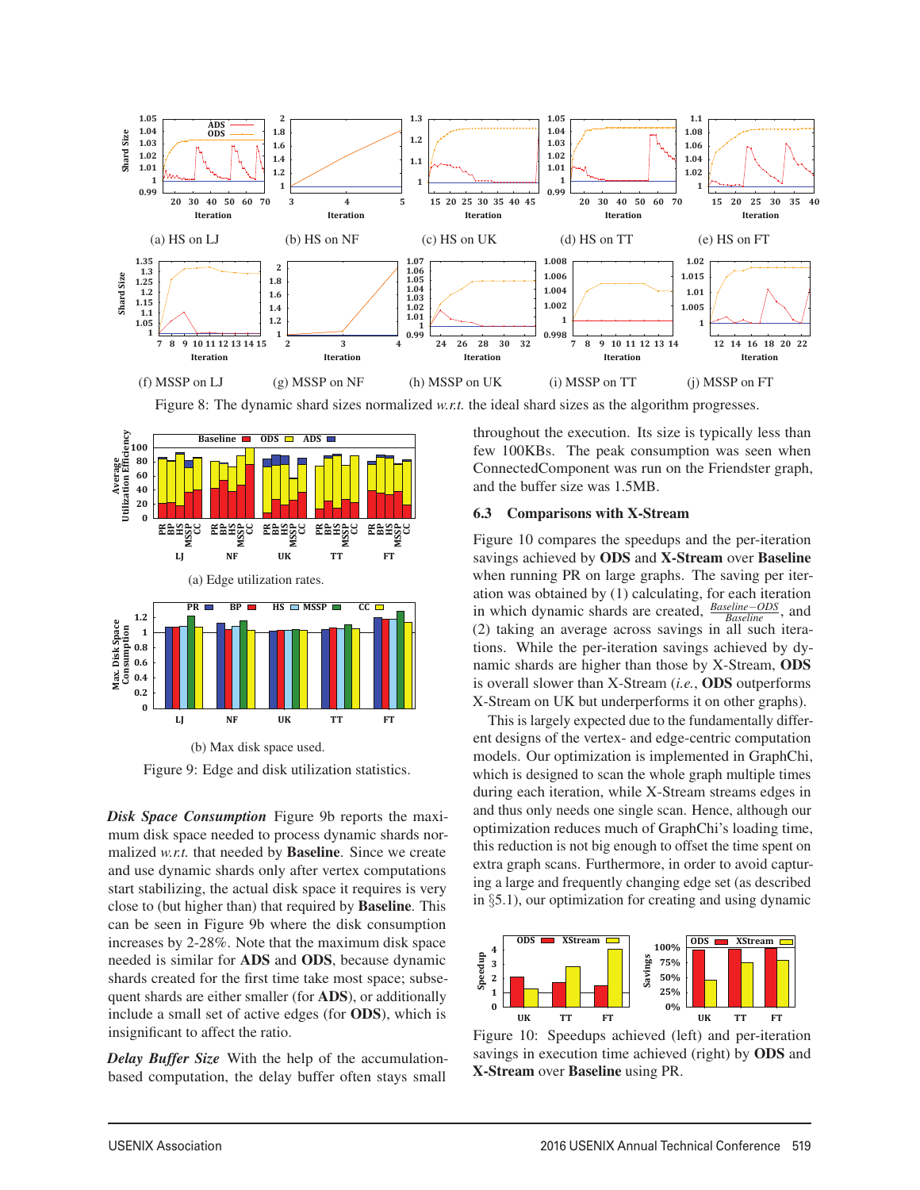(a) HS on LJ (b) HS on NF (c) HS on UK (d) HS on TT (e) HS on FT

(f) MSSP on LJ (g) MSSP on NF (h) MSSP on UK (i) MSSP on TT (j) MSSP on FT

Figure 8: The dynamic shard sizes normalized *w.r.t.* the ideal shard sizes as the algorithm progresses.

(a) Edge utilization rates.

(b) Max disk space used.

Figure 9: Edge and disk utilization statistics.

***Disk Space Consumption*** Figure 9b reports the maximum disk space needed to process dynamic shards normalized *w.r.t.* that needed by **Baseline**. Since we create and use dynamic shards only after vertex computations start stabilizing, the actual disk space it requires is very close to (but higher than) that required by **Baseline**. This can be seen in Figure 9b where the disk consumption increases by 2-28%. Note that the maximum disk space needed is similar for **ADS** and **ODS**, because dynamic shards created for the first time take most space; subsequent shards are either smaller (for **ADS**), or additionally include a small set of active edges (for **ODS**), which is insignificant to affect the ratio.

***Delay Buffer Size*** With the help of the accumulation-based computation, the delay buffer often stays small throughout the execution. Its size is typically less than few 100KBs. The peak consumption was seen when ConnectedComponent was run on the Friendster graph, and the buffer size was 1.5MB.

### 6.3 Comparisons with X-Stream

Figure 10 compares the speedups and the per-iteration savings achieved by **ODS** and **X-Stream** over **Baseline** when running PR on large graphs. The saving per iteration was obtained by (1) calculating, for each iteration in which dynamic shards are created, $\frac{Baseline - ODS}{Baseline}$, and (2) taking an average across savings in all such iterations. While the per-iteration savings achieved by dynamic shards are higher than those by X-Stream, **ODS** is overall slower than X-Stream (*i.e.*, **ODS** outperforms X-Stream on UK but underperforms it on other graphs).

This is largely expected due to the fundamentally different designs of the vertex- and edge-centric computation models. Our optimization is implemented in GraphChi, which is designed to scan the whole graph multiple times during each iteration, while X-Stream streams edges in and thus only needs one single scan. Hence, although our optimization reduces much of GraphChi's loading time, this reduction is not big enough to offset the time spent on extra graph scans. Furthermore, in order to avoid capturing a large and frequently changing edge set (as described in §5.1), our optimization for creating and using dynamic

Figure 10: Speedups achieved (left) and per-iteration savings in execution time achieved (right) by **ODS** and **X-Stream** over **Baseline** using PR.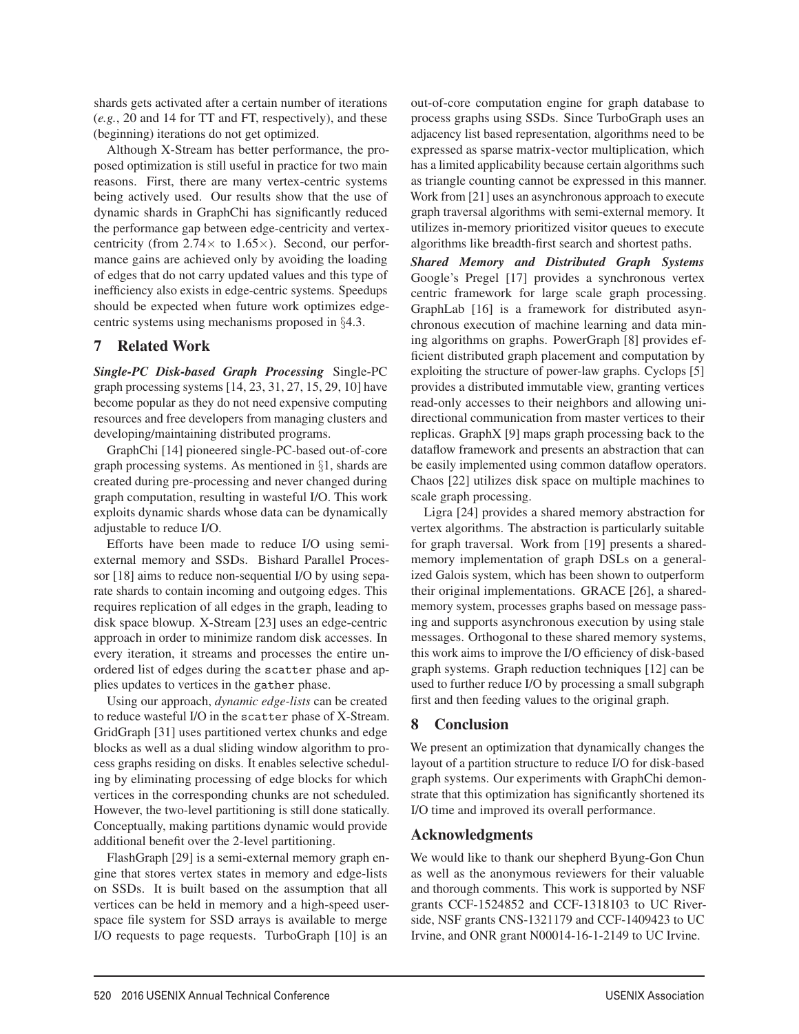shards gets activated after a certain number of iterations (*e.g.*, 20 and 14 for TT and FT, respectively), and these (beginning) iterations do not get optimized.

Although X-Stream has better performance, the proposed optimization is still useful in practice for two main reasons. First, there are many vertex-centric systems being actively used. Our results show that the use of dynamic shards in GraphChi has significantly reduced the performance gap between edge-centricity and vertex-centricity (from 2.74× to 1.65×). Second, our performance gains are achieved only by avoiding the loading of edges that do not carry updated values and this type of inefficiency also exists in edge-centric systems. Speedups should be expected when future work optimizes edge-centric systems using mechanisms proposed in §4.3.

## 7 Related Work

***Single-PC Disk-based Graph Processing*** Single-PC graph processing systems [14, 23, 31, 27, 15, 29, 10] have become popular as they do not need expensive computing resources and free developers from managing clusters and developing/maintaining distributed programs.

GraphChi [14] pioneered single-PC-based out-of-core graph processing systems. As mentioned in §1, shards are created during pre-processing and never changed during graph computation, resulting in wasteful I/O. This work exploits dynamic shards whose data can be dynamically adjustable to reduce I/O.

Efforts have been made to reduce I/O using semi-external memory and SSDs. Bishard Parallel Processor [18] aims to reduce non-sequential I/O by using separate shards to contain incoming and outgoing edges. This requires replication of all edges in the graph, leading to disk space blowup. X-Stream [23] uses an edge-centric approach in order to minimize random disk accesses. In every iteration, it streams and processes the entire unordered list of edges during the `scatter` phase and applies updates to vertices in the `gather` phase.

Using our approach, *dynamic edge-lists* can be created to reduce wasteful I/O in the `scatter` phase of X-Stream. GridGraph [31] uses partitioned vertex chunks and edge blocks as well as a dual sliding window algorithm to process graphs residing on disks. It enables selective scheduling by eliminating processing of edge blocks for which vertices in the corresponding chunks are not scheduled. However, the two-level partitioning is still done statically. Conceptually, making partitions dynamic would provide additional benefit over the 2-level partitioning.

FlashGraph [29] is a semi-external memory graph engine that stores vertex states in memory and edge-lists on SSDs. It is built based on the assumption that all vertices can be held in memory and a high-speed user-space file system for SSD arrays is available to merge I/O requests to page requests. TurboGraph [10] is an out-of-core computation engine for graph database to process graphs using SSDs. Since TurboGraph uses an adjacency list based representation, algorithms need to be expressed as sparse matrix-vector multiplication, which has a limited applicability because certain algorithms such as triangle counting cannot be expressed in this manner. Work from [21] uses an asynchronous approach to execute graph traversal algorithms with semi-external memory. It utilizes in-memory prioritized visitor queues to execute algorithms like breadth-first search and shortest paths.

***Shared Memory and Distributed Graph Systems*** Google's Pregel [17] provides a synchronous vertex centric framework for large scale graph processing. GraphLab [16] is a framework for distributed asynchronous execution of machine learning and data mining algorithms on graphs. PowerGraph [8] provides efficient distributed graph placement and computation by exploiting the structure of power-law graphs. Cyclops [5] provides a distributed immutable view, granting vertices read-only accesses to their neighbors and allowing unidirectional communication from master vertices to their replicas. GraphX [9] maps graph processing back to the dataflow framework and presents an abstraction that can be easily implemented using common dataflow operators. Chaos [22] utilizes disk space on multiple machines to scale graph processing.

Ligra [24] provides a shared memory abstraction for vertex algorithms. The abstraction is particularly suitable for graph traversal. Work from [19] presents a shared-memory implementation of graph DSLs on a generalized Galois system, which has been shown to outperform their original implementations. GRACE [26], a shared-memory system, processes graphs based on message passing and supports asynchronous execution by using stale messages. Orthogonal to these shared memory systems, this work aims to improve the I/O efficiency of disk-based graph systems. Graph reduction techniques [12] can be used to further reduce I/O by processing a small subgraph first and then feeding values to the original graph.

## 8 Conclusion

We present an optimization that dynamically changes the layout of a partition structure to reduce I/O for disk-based graph systems. Our experiments with GraphChi demonstrate that this optimization has significantly shortened its I/O time and improved its overall performance.

## Acknowledgments

We would like to thank our shepherd Byung-Gon Chun as well as the anonymous reviewers for their valuable and thorough comments. This work is supported by NSF grants CCF-1524852 and CCF-1318103 to UC Riverside, NSF grants CNS-1321179 and CCF-1409423 to UC Irvine, and ONR grant N00014-16-1-2149 to UC Irvine.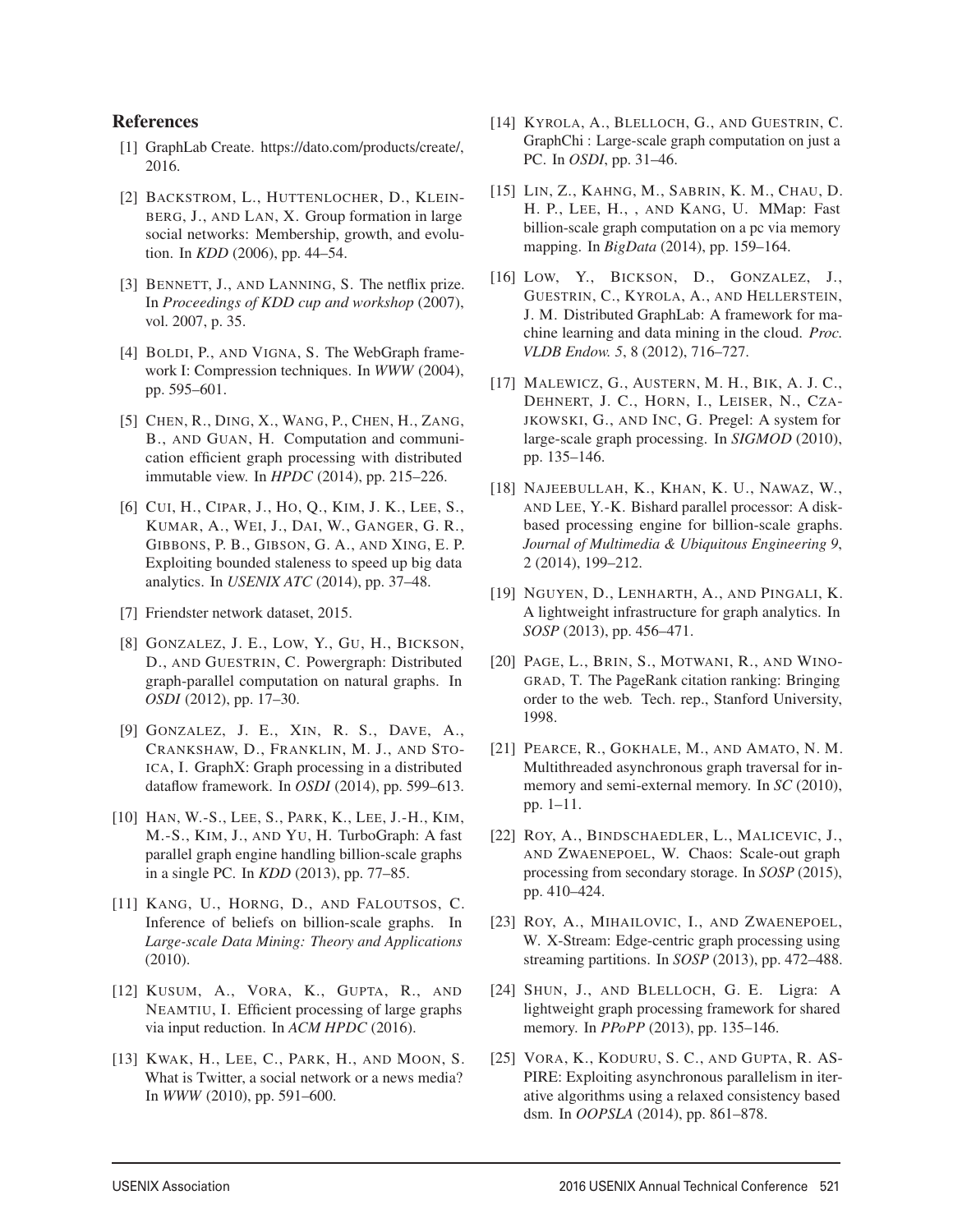## References

[1] GraphLab Create. https://dato.com/products/create/, 2016.

[2] BACKSTROM, L., HUTTENLOCHER, D., KLEINBERG, J., AND LAN, X. Group formation in large social networks: Membership, growth, and evolution. In *KDD* (2006), pp. 44–54.

[3] BENNETT, J., AND LANNING, S. The netflix prize. In *Proceedings of KDD cup and workshop* (2007), vol. 2007, p. 35.

[4] BOLDI, P., AND VIGNA, S. The WebGraph framework I: Compression techniques. In *WWW* (2004), pp. 595–601.

[5] CHEN, R., DING, X., WANG, P., CHEN, H., ZANG, B., AND GUAN, H. Computation and communication efficient graph processing with distributed immutable view. In *HPDC* (2014), pp. 215–226.

[6] CUI, H., CIPAR, J., HO, Q., KIM, J. K., LEE, S., KUMAR, A., WEI, J., DAI, W., GANGER, G. R., GIBBONS, P. B., GIBSON, G. A., AND XING, E. P. Exploiting bounded staleness to speed up big data analytics. In *USENIX ATC* (2014), pp. 37–48.

[7] Friendster network dataset, 2015.

[8] GONZALEZ, J. E., LOW, Y., GU, H., BICKSON, D., AND GUESTRIN, C. Powergraph: Distributed graph-parallel computation on natural graphs. In *OSDI* (2012), pp. 17–30.

[9] GONZALEZ, J. E., XIN, R. S., DAVE, A., CRANKSHAW, D., FRANKLIN, M. J., AND STOICA, I. GraphX: Graph processing in a distributed dataflow framework. In *OSDI* (2014), pp. 599–613.

[10] HAN, W.-S., LEE, S., PARK, K., LEE, J.-H., KIM, M.-S., KIM, J., AND YU, H. TurboGraph: A fast parallel graph engine handling billion-scale graphs in a single PC. In *KDD* (2013), pp. 77–85.

[11] KANG, U., HORNG, D., AND FALOUTSOS, C. Inference of beliefs on billion-scale graphs. In *Large-scale Data Mining: Theory and Applications* (2010).

[12] KUSUM, A., VORA, K., GUPTA, R., AND NEAMTIU, I. Efficient processing of large graphs via input reduction. In *ACM HPDC* (2016).

[13] KWAK, H., LEE, C., PARK, H., AND MOON, S. What is Twitter, a social network or a news media? In *WWW* (2010), pp. 591–600.

[14] KYROLA, A., BLELLOCH, G., AND GUESTRIN, C. GraphChi : Large-scale graph computation on just a PC. In *OSDI*, pp. 31–46.

[15] LIN, Z., KAHNG, M., SABRIN, K. M., CHAU, D. H. P., LEE, H., , AND KANG, U. MMap: Fast billion-scale graph computation on a pc via memory mapping. In *BigData* (2014), pp. 159–164.

[16] LOW, Y., BICKSON, D., GONZALEZ, J., GUESTRIN, C., KYROLA, A., AND HELLERSTEIN, J. M. Distributed GraphLab: A framework for machine learning and data mining in the cloud. *Proc. VLDB Endow. 5*, 8 (2012), 716–727.

[17] MALEWICZ, G., AUSTERN, M. H., BIK, A. J. C., DEHNERT, J. C., HORN, I., LEISER, N., CZAJKOWSKI, G., AND INC, G. Pregel: A system for large-scale graph processing. In *SIGMOD* (2010), pp. 135–146.

[18] NAJEEBULLAH, K., KHAN, K. U., NAWAZ, W., AND LEE, Y.-K. Bishard parallel processor: A disk-based processing engine for billion-scale graphs. *Journal of Multimedia & Ubiquitous Engineering 9*, 2 (2014), 199–212.

[19] NGUYEN, D., LENHARTH, A., AND PINGALI, K. A lightweight infrastructure for graph analytics. In *SOSP* (2013), pp. 456–471.

[20] PAGE, L., BRIN, S., MOTWANI, R., AND WINOGRAD, T. The PageRank citation ranking: Bringing order to the web. Tech. rep., Stanford University, 1998.

[21] PEARCE, R., GOKHALE, M., AND AMATO, N. M. Multithreaded asynchronous graph traversal for in-memory and semi-external memory. In *SC* (2010), pp. 1–11.

[22] ROY, A., BINDSCHAEDLER, L., MALICEVIC, J., AND ZWAENEPOEL, W. Chaos: Scale-out graph processing from secondary storage. In *SOSP* (2015), pp. 410–424.

[23] ROY, A., MIHAILOVIC, I., AND ZWAENEPOEL, W. X-Stream: Edge-centric graph processing using streaming partitions. In *SOSP* (2013), pp. 472–488.

[24] SHUN, J., AND BLELLOCH, G. E. Ligra: A lightweight graph processing framework for shared memory. In *PPoPP* (2013), pp. 135–146.

[25] VORA, K., KODURU, S. C., AND GUPTA, R. ASPIRE: Exploiting asynchronous parallelism in iterative algorithms using a relaxed consistency based dsm. In *OOPSLA* (2014), pp. 861–878.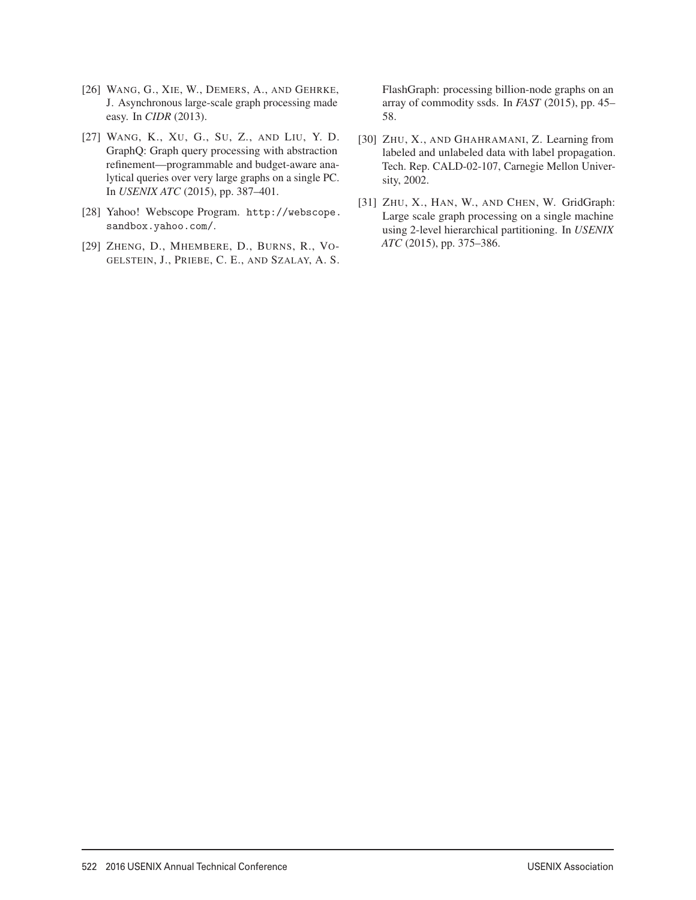[26] WANG, G., XIE, W., DEMERS, A., AND GEHRKE, J. Asynchronous large-scale graph processing made easy. In *CIDR* (2013).

[27] WANG, K., XU, G., SU, Z., AND LIU, Y. D. GraphQ: Graph query processing with abstraction refinement—programmable and budget-aware analytical queries over very large graphs on a single PC. In *USENIX ATC* (2015), pp. 387–401.

[28] Yahoo! Webscope Program. `http://webscope.sandbox.yahoo.com/`.

[29] ZHENG, D., MHEMBERE, D., BURNS, R., VOGELSTEIN, J., PRIEBE, C. E., AND SZALAY, A. S. FlashGraph: processing billion-node graphs on an array of commodity ssds. In *FAST* (2015), pp. 45–58.

[30] ZHU, X., AND GHAHRAMANI, Z. Learning from labeled and unlabeled data with label propagation. Tech. Rep. CALD-02-107, Carnegie Mellon University, 2002.

[31] ZHU, X., HAN, W., AND CHEN, W. GridGraph: Large scale graph processing on a single machine using 2-level hierarchical partitioning. In *USENIX ATC* (2015), pp. 375–386.